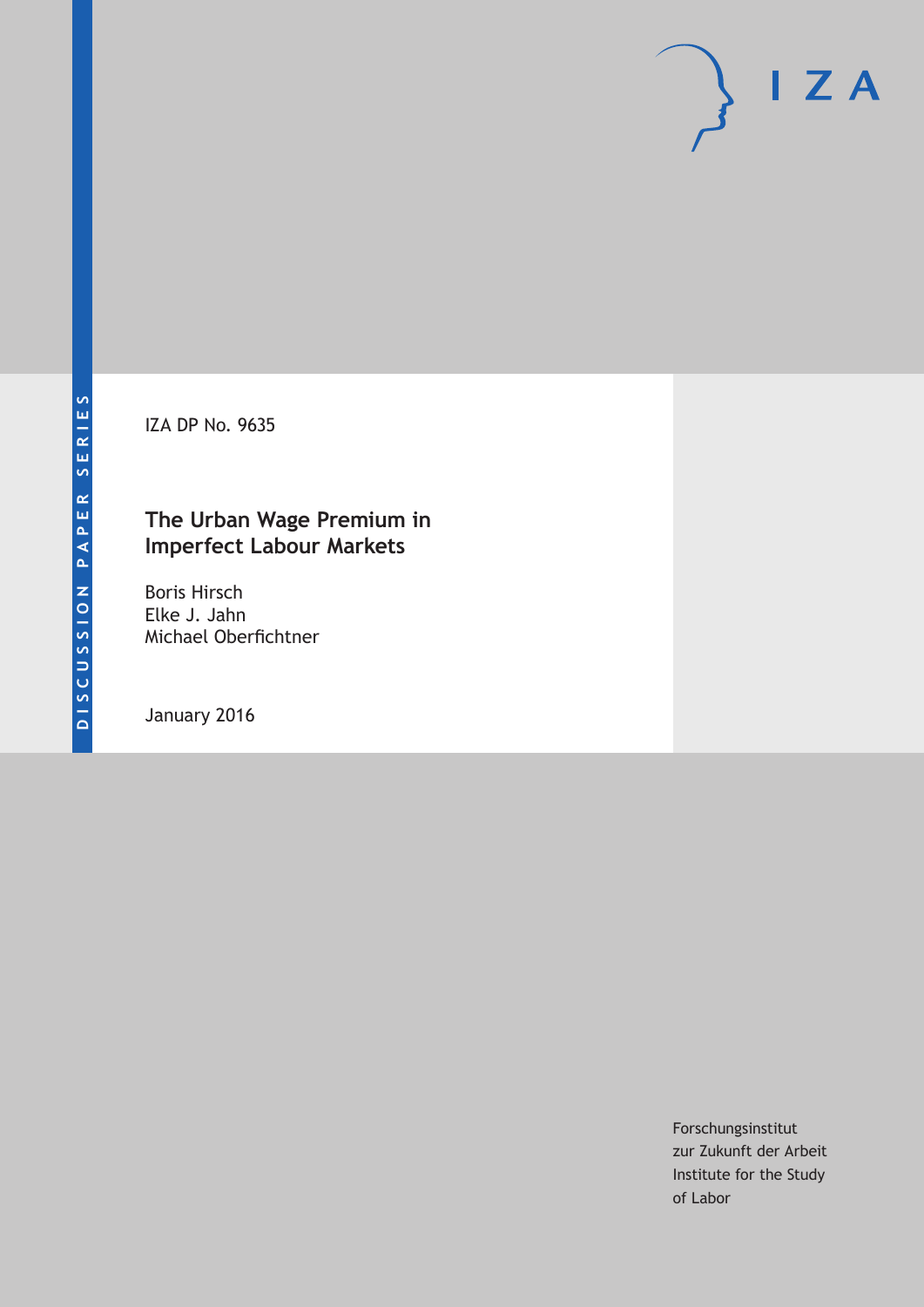DISCUSSION PAPER SERIES

IZA

IZA DP No. 9635

# The Urban Wage Premium in Imperfect Labour Markets

Boris Hirsch
Elke J. Jahn
Michael Oberfichtner

January 2016

Forschungsinstitut
zur Zukunft der Arbeit
Institute for the Study
of Labor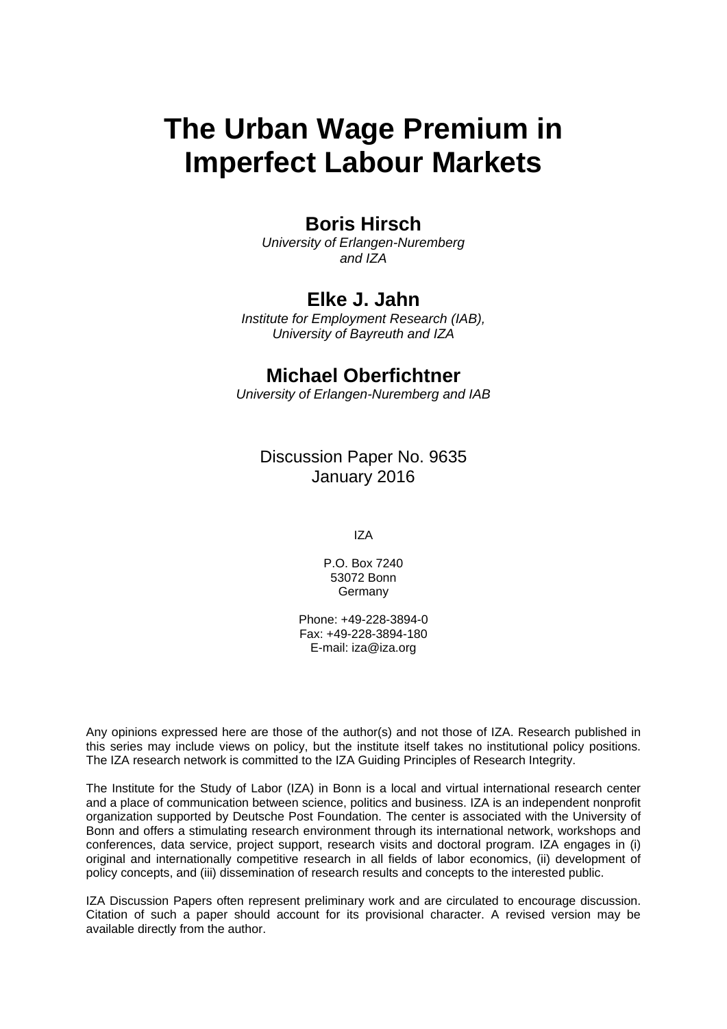# The Urban Wage Premium in Imperfect Labour Markets

## Boris Hirsch

*University of Erlangen-Nuremberg and IZA*

## Elke J. Jahn

*Institute for Employment Research (IAB), University of Bayreuth and IZA*

## Michael Oberfichtner

*University of Erlangen-Nuremberg and IAB*

Discussion Paper No. 9635
January 2016

IZA

P.O. Box 7240
53072 Bonn
Germany

Phone: +49-228-3894-0
Fax: +49-228-3894-180
E-mail: iza@iza.org

Any opinions expressed here are those of the author(s) and not those of IZA. Research published in this series may include views on policy, but the institute itself takes no institutional policy positions. The IZA research network is committed to the IZA Guiding Principles of Research Integrity.

The Institute for the Study of Labor (IZA) in Bonn is a local and virtual international research center and a place of communication between science, politics and business. IZA is an independent nonprofit organization supported by Deutsche Post Foundation. The center is associated with the University of Bonn and offers a stimulating research environment through its international network, workshops and conferences, data service, project support, research visits and doctoral program. IZA engages in (i) original and internationally competitive research in all fields of labor economics, (ii) development of policy concepts, and (iii) dissemination of research results and concepts to the interested public.

IZA Discussion Papers often represent preliminary work and are circulated to encourage discussion. Citation of such a paper should account for its provisional character. A revised version may be available directly from the author.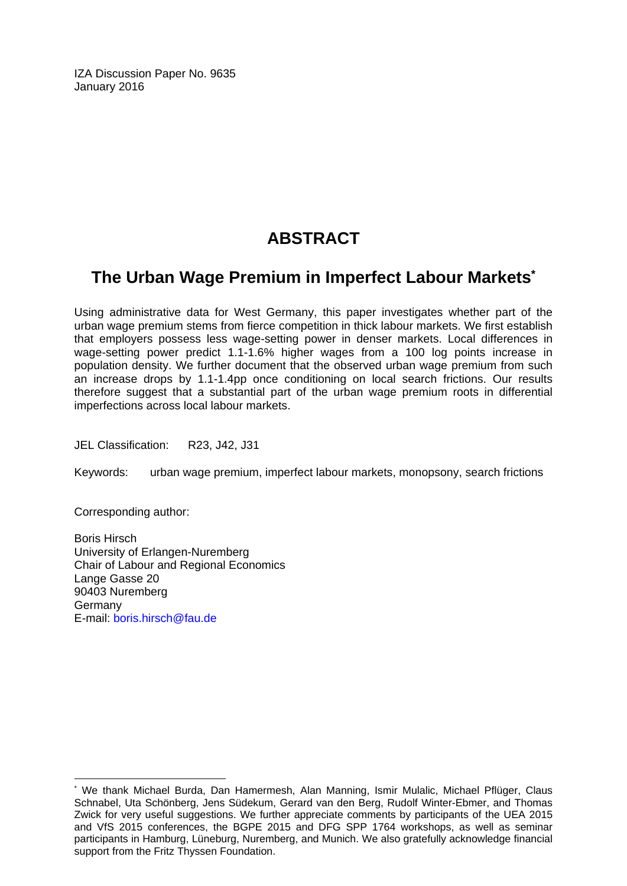IZA Discussion Paper No. 9635
January 2016

# ABSTRACT

## The Urban Wage Premium in Imperfect Labour Markets*

Using administrative data for West Germany, this paper investigates whether part of the urban wage premium stems from fierce competition in thick labour markets. We first establish that employers possess less wage-setting power in denser markets. Local differences in wage-setting power predict 1.1-1.6% higher wages from a 100 log points increase in population density. We further document that the observed urban wage premium from such an increase drops by 1.1-1.4pp once conditioning on local search frictions. Our results therefore suggest that a substantial part of the urban wage premium roots in differential imperfections across local labour markets.

JEL Classification: R23, J42, J31

Keywords: urban wage premium, imperfect labour markets, monopsony, search frictions

Corresponding author:

Boris Hirsch
University of Erlangen-Nuremberg
Chair of Labour and Regional Economics
Lange Gasse 20
90403 Nuremberg
Germany
E-mail: boris.hirsch@fau.de

---

* We thank Michael Burda, Dan Hamermesh, Alan Manning, Ismir Mulalic, Michael Pflüger, Claus Schnabel, Uta Schönberg, Jens Südekum, Gerard van den Berg, Rudolf Winter-Ebmer, and Thomas Zwick for very useful suggestions. We further appreciate comments by participants of the UEA 2015 and VfS 2015 conferences, the BGPE 2015 and DFG SPP 1764 workshops, as well as seminar participants in Hamburg, Lüneburg, Nuremberg, and Munich. We also gratefully acknowledge financial support from the Fritz Thyssen Foundation.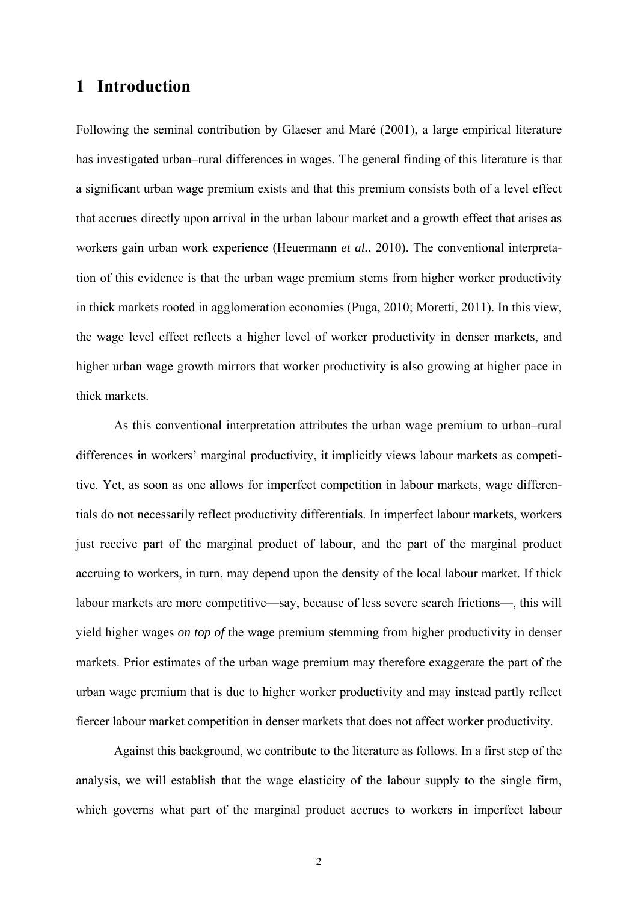# 1 Introduction

Following the seminal contribution by Glaeser and Maré (2001), a large empirical literature has investigated urban–rural differences in wages. The general finding of this literature is that a significant urban wage premium exists and that this premium consists both of a level effect that accrues directly upon arrival in the urban labour market and a growth effect that arises as workers gain urban work experience (Heuermann *et al.*, 2010). The conventional interpretation of this evidence is that the urban wage premium stems from higher worker productivity in thick markets rooted in agglomeration economies (Puga, 2010; Moretti, 2011). In this view, the wage level effect reflects a higher level of worker productivity in denser markets, and higher urban wage growth mirrors that worker productivity is also growing at higher pace in thick markets.

As this conventional interpretation attributes the urban wage premium to urban–rural differences in workers' marginal productivity, it implicitly views labour markets as competitive. Yet, as soon as one allows for imperfect competition in labour markets, wage differentials do not necessarily reflect productivity differentials. In imperfect labour markets, workers just receive part of the marginal product of labour, and the part of the marginal product accruing to workers, in turn, may depend upon the density of the local labour market. If thick labour markets are more competitive—say, because of less severe search frictions—, this will yield higher wages *on top of* the wage premium stemming from higher productivity in denser markets. Prior estimates of the urban wage premium may therefore exaggerate the part of the urban wage premium that is due to higher worker productivity and may instead partly reflect fiercer labour market competition in denser markets that does not affect worker productivity.

Against this background, we contribute to the literature as follows. In a first step of the analysis, we will establish that the wage elasticity of the labour supply to the single firm, which governs what part of the marginal product accrues to workers in imperfect labour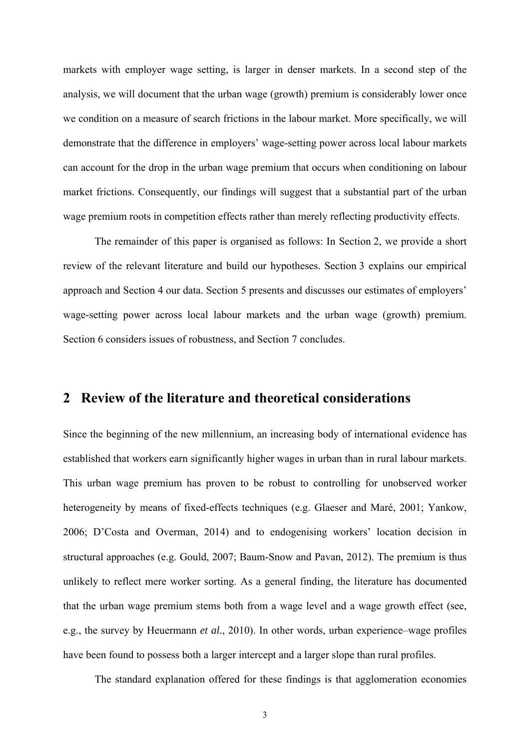markets with employer wage setting, is larger in denser markets. In a second step of the analysis, we will document that the urban wage (growth) premium is considerably lower once we condition on a measure of search frictions in the labour market. More specifically, we will demonstrate that the difference in employers' wage-setting power across local labour markets can account for the drop in the urban wage premium that occurs when conditioning on labour market frictions. Consequently, our findings will suggest that a substantial part of the urban wage premium roots in competition effects rather than merely reflecting productivity effects.

The remainder of this paper is organised as follows: In Section 2, we provide a short review of the relevant literature and build our hypotheses. Section 3 explains our empirical approach and Section 4 our data. Section 5 presents and discusses our estimates of employers' wage-setting power across local labour markets and the urban wage (growth) premium. Section 6 considers issues of robustness, and Section 7 concludes.

## 2 Review of the literature and theoretical considerations

Since the beginning of the new millennium, an increasing body of international evidence has established that workers earn significantly higher wages in urban than in rural labour markets. This urban wage premium has proven to be robust to controlling for unobserved worker heterogeneity by means of fixed-effects techniques (e.g. Glaeser and Maré, 2001; Yankow, 2006; D'Costa and Overman, 2014) and to endogenising workers' location decision in structural approaches (e.g. Gould, 2007; Baum-Snow and Pavan, 2012). The premium is thus unlikely to reflect mere worker sorting. As a general finding, the literature has documented that the urban wage premium stems both from a wage level and a wage growth effect (see, e.g., the survey by Heuermann *et al.*, 2010). In other words, urban experience–wage profiles have been found to possess both a larger intercept and a larger slope than rural profiles.

The standard explanation offered for these findings is that agglomeration economies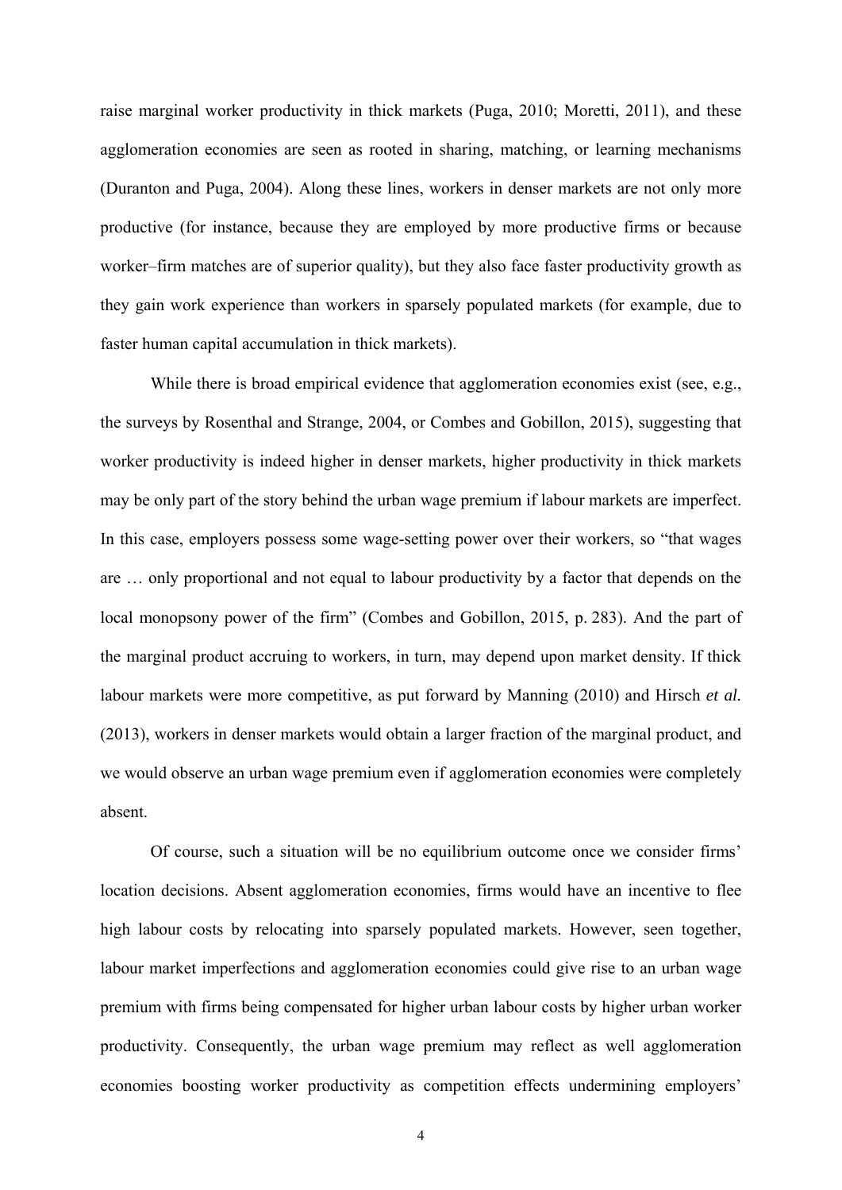raise marginal worker productivity in thick markets (Puga, 2010; Moretti, 2011), and these agglomeration economies are seen as rooted in sharing, matching, or learning mechanisms (Duranton and Puga, 2004). Along these lines, workers in denser markets are not only more productive (for instance, because they are employed by more productive firms or because worker–firm matches are of superior quality), but they also face faster productivity growth as they gain work experience than workers in sparsely populated markets (for example, due to faster human capital accumulation in thick markets).

While there is broad empirical evidence that agglomeration economies exist (see, e.g., the surveys by Rosenthal and Strange, 2004, or Combes and Gobillon, 2015), suggesting that worker productivity is indeed higher in denser markets, higher productivity in thick markets may be only part of the story behind the urban wage premium if labour markets are imperfect. In this case, employers possess some wage-setting power over their workers, so "that wages are … only proportional and not equal to labour productivity by a factor that depends on the local monopsony power of the firm" (Combes and Gobillon, 2015, p. 283). And the part of the marginal product accruing to workers, in turn, may depend upon market density. If thick labour markets were more competitive, as put forward by Manning (2010) and Hirsch *et al.* (2013), workers in denser markets would obtain a larger fraction of the marginal product, and we would observe an urban wage premium even if agglomeration economies were completely absent.

Of course, such a situation will be no equilibrium outcome once we consider firms' location decisions. Absent agglomeration economies, firms would have an incentive to flee high labour costs by relocating into sparsely populated markets. However, seen together, labour market imperfections and agglomeration economies could give rise to an urban wage premium with firms being compensated for higher urban labour costs by higher urban worker productivity. Consequently, the urban wage premium may reflect as well agglomeration economies boosting worker productivity as competition effects undermining employers'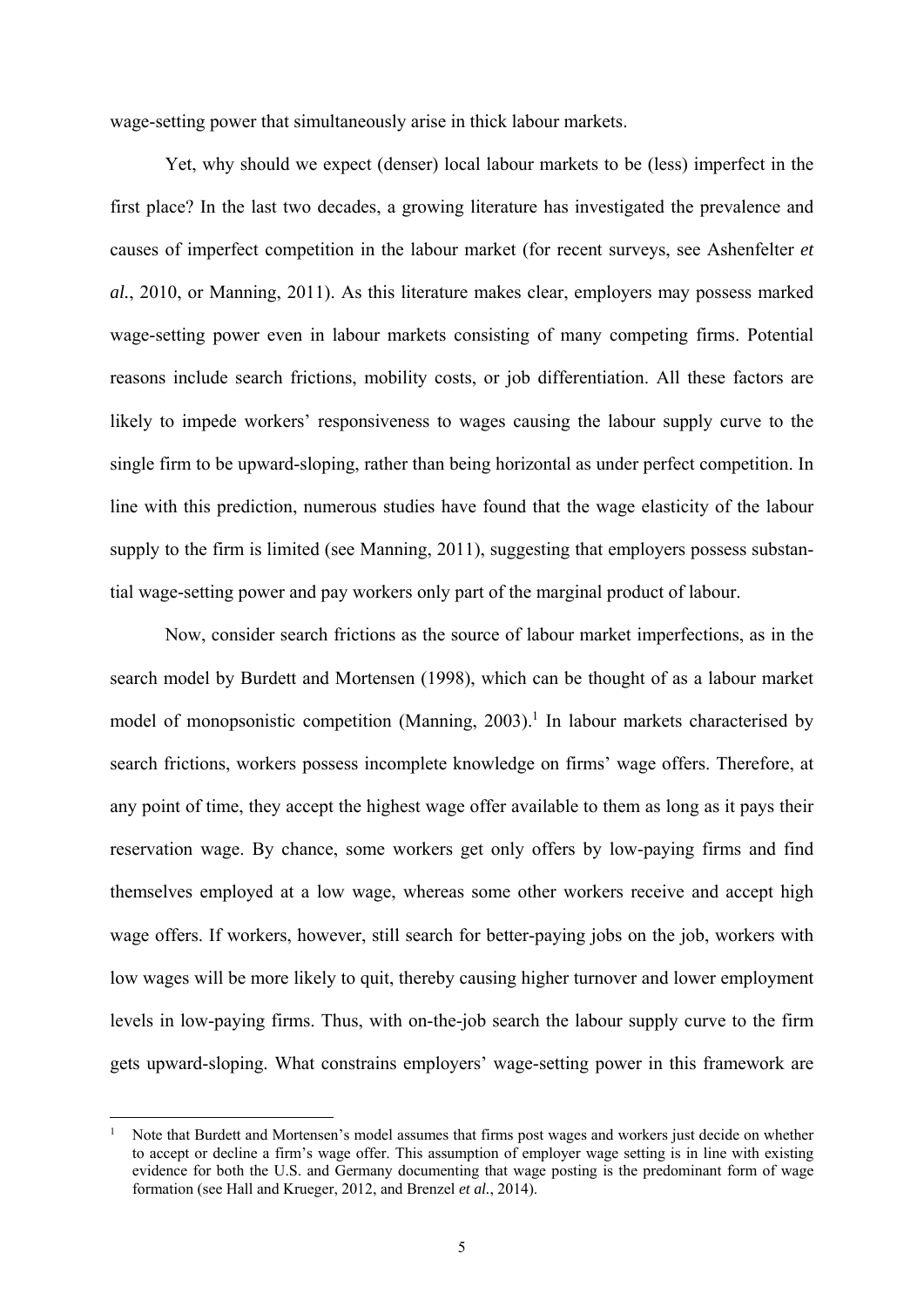wage-setting power that simultaneously arise in thick labour markets.

Yet, why should we expect (denser) local labour markets to be (less) imperfect in the first place? In the last two decades, a growing literature has investigated the prevalence and causes of imperfect competition in the labour market (for recent surveys, see Ashenfelter *et al.*, 2010, or Manning, 2011). As this literature makes clear, employers may possess marked wage-setting power even in labour markets consisting of many competing firms. Potential reasons include search frictions, mobility costs, or job differentiation. All these factors are likely to impede workers' responsiveness to wages causing the labour supply curve to the single firm to be upward-sloping, rather than being horizontal as under perfect competition. In line with this prediction, numerous studies have found that the wage elasticity of the labour supply to the firm is limited (see Manning, 2011), suggesting that employers possess substantial wage-setting power and pay workers only part of the marginal product of labour.

Now, consider search frictions as the source of labour market imperfections, as in the search model by Burdett and Mortensen (1998), which can be thought of as a labour market model of monopsonistic competition (Manning, 2003).[1] In labour markets characterised by search frictions, workers possess incomplete knowledge on firms' wage offers. Therefore, at any point of time, they accept the highest wage offer available to them as long as it pays their reservation wage. By chance, some workers get only offers by low-paying firms and find themselves employed at a low wage, whereas some other workers receive and accept high wage offers. If workers, however, still search for better-paying jobs on the job, workers with low wages will be more likely to quit, thereby causing higher turnover and lower employment levels in low-paying firms. Thus, with on-the-job search the labour supply curve to the firm gets upward-sloping. What constrains employers' wage-setting power in this framework are

[1] Note that Burdett and Mortensen's model assumes that firms post wages and workers just decide on whether to accept or decline a firm's wage offer. This assumption of employer wage setting is in line with existing evidence for both the U.S. and Germany documenting that wage posting is the predominant form of wage formation (see Hall and Krueger, 2012, and Brenzel *et al.*, 2014).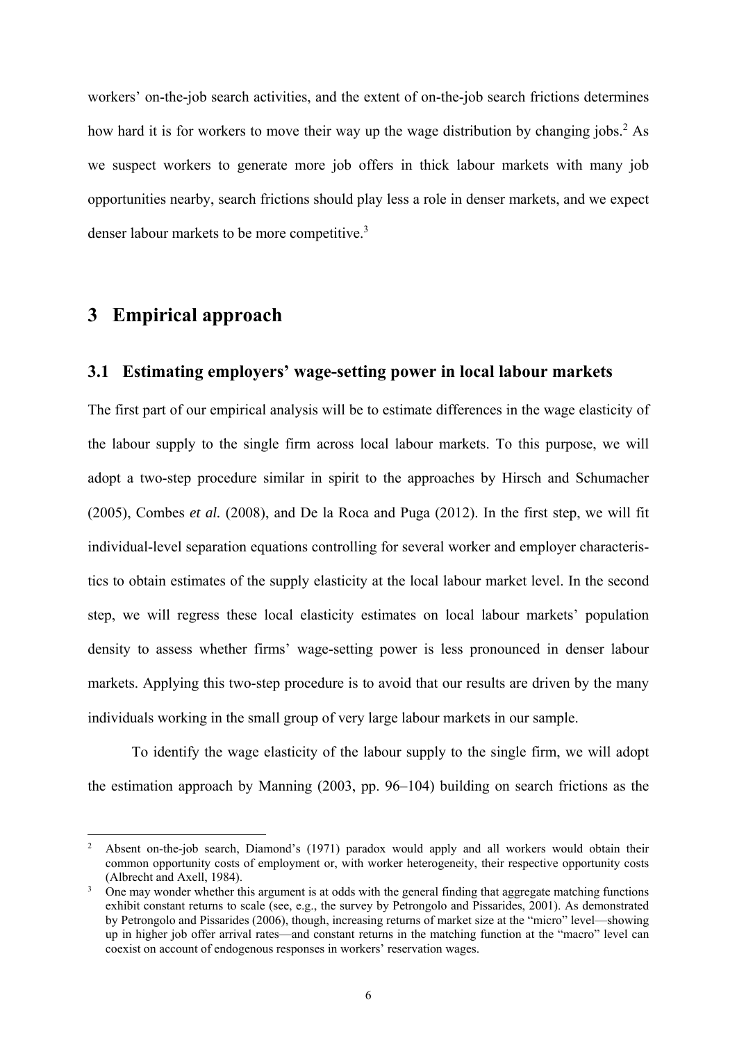workers' on-the-job search activities, and the extent of on-the-job search frictions determines how hard it is for workers to move their way up the wage distribution by changing jobs.[2] As we suspect workers to generate more job offers in thick labour markets with many job opportunities nearby, search frictions should play less a role in denser markets, and we expect denser labour markets to be more competitive.[3]

# 3 Empirical approach

## 3.1 Estimating employers' wage-setting power in local labour markets

The first part of our empirical analysis will be to estimate differences in the wage elasticity of the labour supply to the single firm across local labour markets. To this purpose, we will adopt a two-step procedure similar in spirit to the approaches by Hirsch and Schumacher (2005), Combes *et al.* (2008), and De la Roca and Puga (2012). In the first step, we will fit individual-level separation equations controlling for several worker and employer characteristics to obtain estimates of the supply elasticity at the local labour market level. In the second step, we will regress these local elasticity estimates on local labour markets' population density to assess whether firms' wage-setting power is less pronounced in denser labour markets. Applying this two-step procedure is to avoid that our results are driven by the many individuals working in the small group of very large labour markets in our sample.

To identify the wage elasticity of the labour supply to the single firm, we will adopt the estimation approach by Manning (2003, pp. 96–104) building on search frictions as the

---

[2] Absent on-the-job search, Diamond's (1971) paradox would apply and all workers would obtain their common opportunity costs of employment or, with worker heterogeneity, their respective opportunity costs (Albrecht and Axell, 1984).

[3] One may wonder whether this argument is at odds with the general finding that aggregate matching functions exhibit constant returns to scale (see, e.g., the survey by Petrongolo and Pissarides, 2001). As demonstrated by Petrongolo and Pissarides (2006), though, increasing returns of market size at the "micro" level—showing up in higher job offer arrival rates—and constant returns in the matching function at the "macro" level can coexist on account of endogenous responses in workers' reservation wages.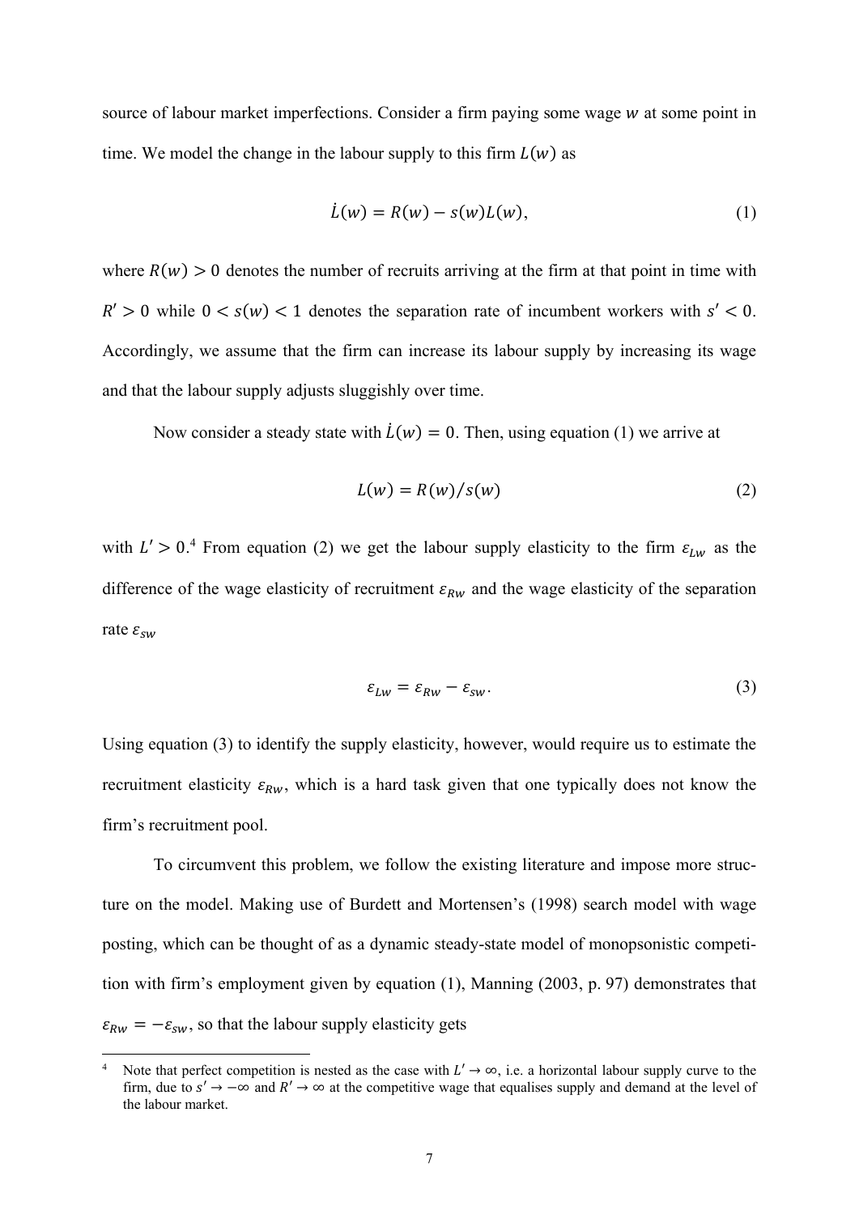source of labour market imperfections. Consider a firm paying some wage $w$ at some point in time. We model the change in the labour supply to this firm $L(w)$ as

$$\dot{L}(w) = R(w) - s(w)L(w), \tag{1}$$

where $R(w) > 0$ denotes the number of recruits arriving at the firm at that point in time with $R' > 0$ while $0 < s(w) < 1$ denotes the separation rate of incumbent workers with $s' < 0$. Accordingly, we assume that the firm can increase its labour supply by increasing its wage and that the labour supply adjusts sluggishly over time.

Now consider a steady state with $\dot{L}(w) = 0$. Then, using equation (1) we arrive at

$$L(w) = R(w)/s(w) \tag{2}$$

with $L' > 0$.[4] From equation (2) we get the labour supply elasticity to the firm $\varepsilon_{Lw}$ as the difference of the wage elasticity of recruitment $\varepsilon_{Rw}$ and the wage elasticity of the separation rate $\varepsilon_{sw}$

$$\varepsilon_{Lw} = \varepsilon_{Rw} - \varepsilon_{sw}. \tag{3}$$

Using equation (3) to identify the supply elasticity, however, would require us to estimate the recruitment elasticity $\varepsilon_{Rw}$, which is a hard task given that one typically does not know the firm's recruitment pool.

To circumvent this problem, we follow the existing literature and impose more structure on the model. Making use of Burdett and Mortensen's (1998) search model with wage posting, which can be thought of as a dynamic steady-state model of monopsonistic competition with firm's employment given by equation (1), Manning (2003, p. 97) demonstrates that $\varepsilon_{Rw} = -\varepsilon_{sw}$, so that the labour supply elasticity gets

[4] Note that perfect competition is nested as the case with $L' \to \infty$, i.e. a horizontal labour supply curve to the firm, due to $s' \to -\infty$ and $R' \to \infty$ at the competitive wage that equalises supply and demand at the level of the labour market.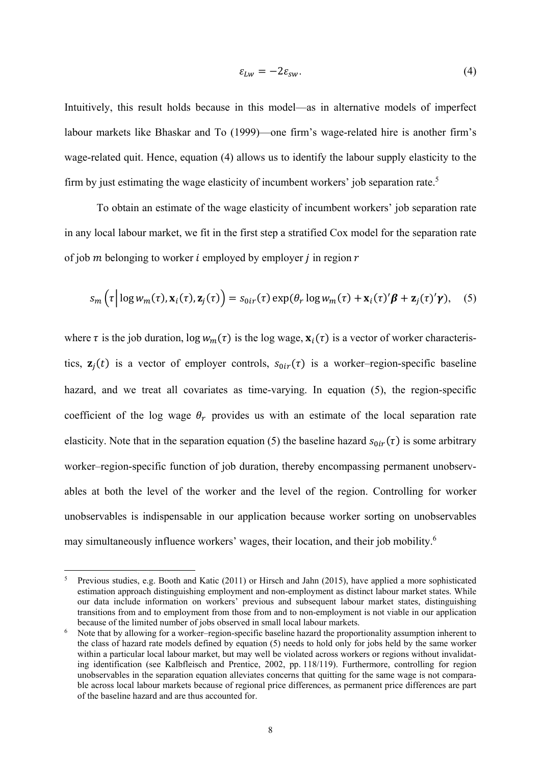$$\varepsilon_{Lw} = -2\varepsilon_{sw}. \tag{4}$$

Intuitively, this result holds because in this model—as in alternative models of imperfect labour markets like Bhaskar and To (1999)—one firm's wage-related hire is another firm's wage-related quit. Hence, equation (4) allows us to identify the labour supply elasticity to the firm by just estimating the wage elasticity of incumbent workers' job separation rate.[5]

To obtain an estimate of the wage elasticity of incumbent workers' job separation rate in any local labour market, we fit in the first step a stratified Cox model for the separation rate of job $m$ belonging to worker $i$ employed by employer $j$ in region $r$

$$s_m\left(\tau \middle| \log w_m(\tau), \mathbf{x}_i(\tau), \mathbf{z}_j(\tau)\right) = s_{0ir}(\tau)\exp(\theta_r \log w_m(\tau) + \mathbf{x}_i(\tau)'\boldsymbol{\beta} + \mathbf{z}_j(\tau)'\boldsymbol{\gamma}), \tag{5}$$

where $\tau$ is the job duration, $\log w_m(\tau)$ is the log wage, $\mathbf{x}_i(\tau)$ is a vector of worker characteristics, $\mathbf{z}_j(t)$ is a vector of employer controls, $s_{0ir}(\tau)$ is a worker–region-specific baseline hazard, and we treat all covariates as time-varying. In equation (5), the region-specific coefficient of the log wage $\theta_r$ provides us with an estimate of the local separation rate elasticity. Note that in the separation equation (5) the baseline hazard $s_{0ir}(\tau)$ is some arbitrary worker–region-specific function of job duration, thereby encompassing permanent unobservables at both the level of the worker and the level of the region. Controlling for worker unobservables is indispensable in our application because worker sorting on unobservables may simultaneously influence workers' wages, their location, and their job mobility.[6]

[5] Previous studies, e.g. Booth and Katic (2011) or Hirsch and Jahn (2015), have applied a more sophisticated estimation approach distinguishing employment and non-employment as distinct labour market states. While our data include information on workers' previous and subsequent labour market states, distinguishing transitions from and to employment from those from and to non-employment is not viable in our application because of the limited number of jobs observed in small local labour markets.

[6] Note that by allowing for a worker–region-specific baseline hazard the proportionality assumption inherent to the class of hazard rate models defined by equation (5) needs to hold only for jobs held by the same worker within a particular local labour market, but may well be violated across workers or regions without invalidating identification (see Kalbfleisch and Prentice, 2002, pp. 118/119). Furthermore, controlling for region unobservables in the separation equation alleviates concerns that quitting for the same wage is not comparable across local labour markets because of regional price differences, as permanent price differences are part of the baseline hazard and are thus accounted for.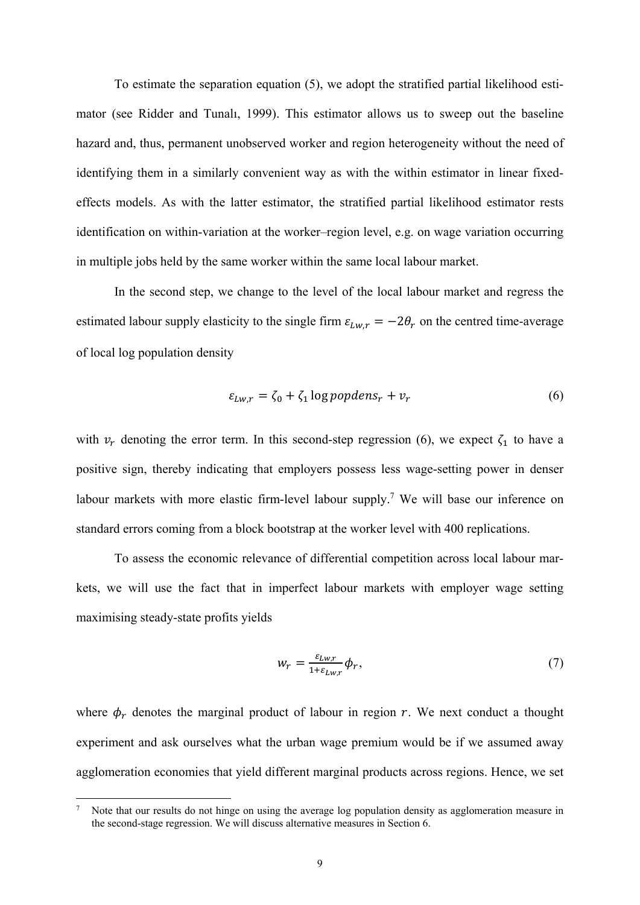To estimate the separation equation (5), we adopt the stratified partial likelihood estimator (see Ridder and Tunalı, 1999). This estimator allows us to sweep out the baseline hazard and, thus, permanent unobserved worker and region heterogeneity without the need of identifying them in a similarly convenient way as with the within estimator in linear fixed-effects models. As with the latter estimator, the stratified partial likelihood estimator rests identification on within-variation at the worker–region level, e.g. on wage variation occurring in multiple jobs held by the same worker within the same local labour market.

In the second step, we change to the level of the local labour market and regress the estimated labour supply elasticity to the single firm $\varepsilon_{Lw,r} = -2\theta_r$ on the centred time-average of local log population density

$$\varepsilon_{Lw,r} = \zeta_0 + \zeta_1 \log popdens_r + v_r \tag{6}$$

with $v_r$ denoting the error term. In this second-step regression (6), we expect $\zeta_1$ to have a positive sign, thereby indicating that employers possess less wage-setting power in denser labour markets with more elastic firm-level labour supply.[7] We will base our inference on standard errors coming from a block bootstrap at the worker level with 400 replications.

To assess the economic relevance of differential competition across local labour markets, we will use the fact that in imperfect labour markets with employer wage setting maximising steady-state profits yields

$$w_r = \frac{\varepsilon_{Lw,r}}{1+\varepsilon_{Lw,r}} \phi_r, \tag{7}$$

where $\phi_r$ denotes the marginal product of labour in region $r$. We next conduct a thought experiment and ask ourselves what the urban wage premium would be if we assumed away agglomeration economies that yield different marginal products across regions. Hence, we set

[7] Note that our results do not hinge on using the average log population density as agglomeration measure in the second-stage regression. We will discuss alternative measures in Section 6.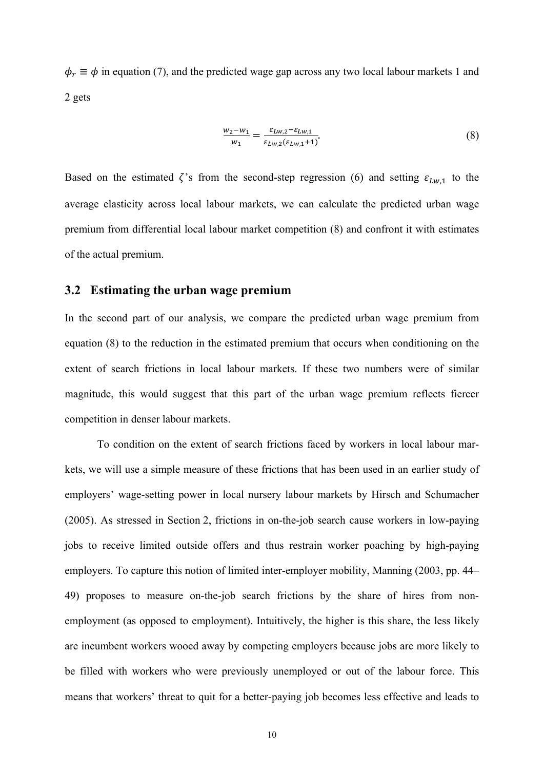$\phi_r \equiv \phi$ in equation (7), and the predicted wage gap across any two local labour markets 1 and 2 gets

$$\frac{w_2 - w_1}{w_1} = \frac{\varepsilon_{Lw,2} - \varepsilon_{Lw,1}}{\varepsilon_{Lw,2}(\varepsilon_{Lw,1} + 1)}. \tag{8}$$

Based on the estimated $\zeta$'s from the second-step regression (6) and setting $\varepsilon_{Lw,1}$ to the average elasticity across local labour markets, we can calculate the predicted urban wage premium from differential local labour market competition (8) and confront it with estimates of the actual premium.

## 3.2 Estimating the urban wage premium

In the second part of our analysis, we compare the predicted urban wage premium from equation (8) to the reduction in the estimated premium that occurs when conditioning on the extent of search frictions in local labour markets. If these two numbers were of similar magnitude, this would suggest that this part of the urban wage premium reflects fiercer competition in denser labour markets.

To condition on the extent of search frictions faced by workers in local labour markets, we will use a simple measure of these frictions that has been used in an earlier study of employers' wage-setting power in local nursery labour markets by Hirsch and Schumacher (2005). As stressed in Section 2, frictions in on-the-job search cause workers in low-paying jobs to receive limited outside offers and thus restrain worker poaching by high-paying employers. To capture this notion of limited inter-employer mobility, Manning (2003, pp. 44–49) proposes to measure on-the-job search frictions by the share of hires from non-employment (as opposed to employment). Intuitively, the higher is this share, the less likely are incumbent workers wooed away by competing employers because jobs are more likely to be filled with workers who were previously unemployed or out of the labour force. This means that workers' threat to quit for a better-paying job becomes less effective and leads to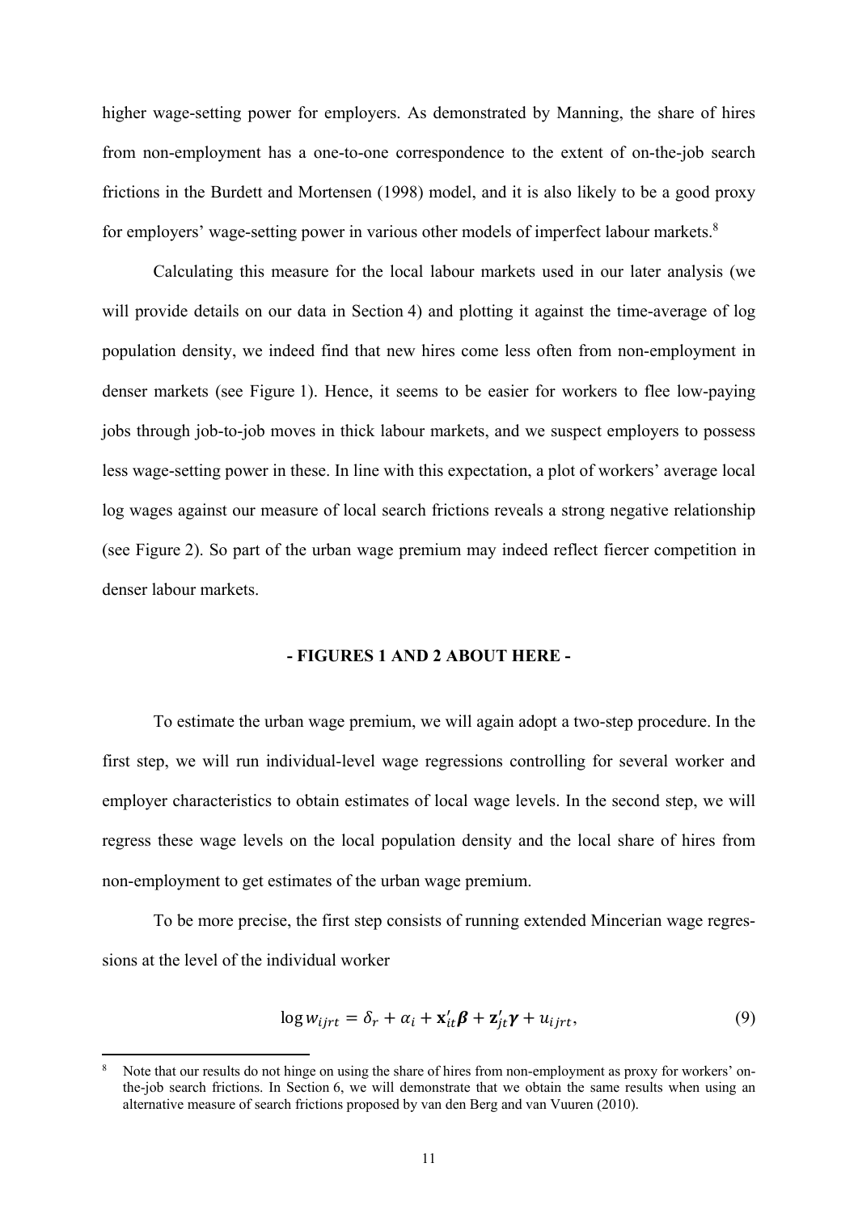higher wage-setting power for employers. As demonstrated by Manning, the share of hires from non-employment has a one-to-one correspondence to the extent of on-the-job search frictions in the Burdett and Mortensen (1998) model, and it is also likely to be a good proxy for employers' wage-setting power in various other models of imperfect labour markets.[8]

Calculating this measure for the local labour markets used in our later analysis (we will provide details on our data in Section 4) and plotting it against the time-average of log population density, we indeed find that new hires come less often from non-employment in denser markets (see Figure 1). Hence, it seems to be easier for workers to flee low-paying jobs through job-to-job moves in thick labour markets, and we suspect employers to possess less wage-setting power in these. In line with this expectation, a plot of workers' average local log wages against our measure of local search frictions reveals a strong negative relationship (see Figure 2). So part of the urban wage premium may indeed reflect fiercer competition in denser labour markets.

**- FIGURES 1 AND 2 ABOUT HERE -**

To estimate the urban wage premium, we will again adopt a two-step procedure. In the first step, we will run individual-level wage regressions controlling for several worker and employer characteristics to obtain estimates of local wage levels. In the second step, we will regress these wage levels on the local population density and the local share of hires from non-employment to get estimates of the urban wage premium.

To be more precise, the first step consists of running extended Mincerian wage regressions at the level of the individual worker

$$\log w_{ijrt} = \delta_r + \alpha_i + \mathbf{x}_{it}'\boldsymbol{\beta} + \mathbf{z}_{jt}'\boldsymbol{\gamma} + u_{ijrt}, \tag{9}$$

[8] Note that our results do not hinge on using the share of hires from non-employment as proxy for workers' on-the-job search frictions. In Section 6, we will demonstrate that we obtain the same results when using an alternative measure of search frictions proposed by van den Berg and van Vuuren (2010).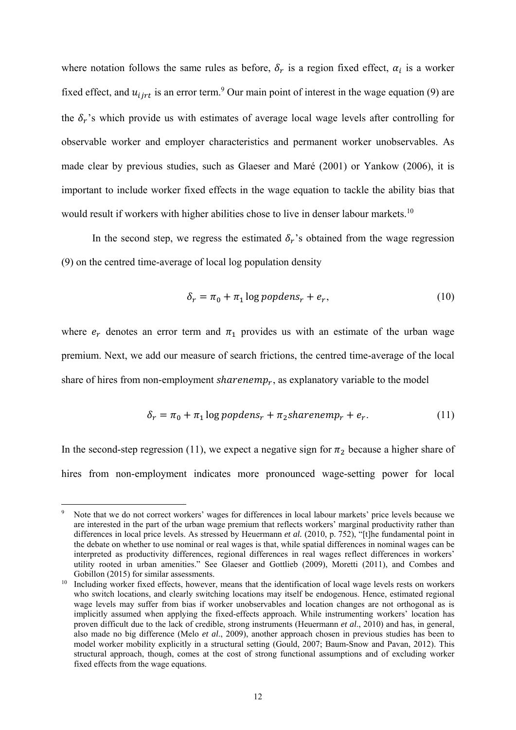where notation follows the same rules as before, $\delta_r$ is a region fixed effect, $\alpha_i$ is a worker fixed effect, and $u_{ijrt}$ is an error term.[9] Our main point of interest in the wage equation (9) are the $\delta_r$'s which provide us with estimates of average local wage levels after controlling for observable worker and employer characteristics and permanent worker unobservables. As made clear by previous studies, such as Glaeser and Maré (2001) or Yankow (2006), it is important to include worker fixed effects in the wage equation to tackle the ability bias that would result if workers with higher abilities chose to live in denser labour markets.[10]

In the second step, we regress the estimated $\delta_r$'s obtained from the wage regression (9) on the centred time-average of local log population density

$$\delta_r = \pi_0 + \pi_1 \log popdens_r + e_r, \tag{10}$$

where $e_r$ denotes an error term and $\pi_1$ provides us with an estimate of the urban wage premium. Next, we add our measure of search frictions, the centred time-average of the local share of hires from non-employment $sharenemp_r$, as explanatory variable to the model

$$\delta_r = \pi_0 + \pi_1 \log popdens_r + \pi_2 sharenemp_r + e_r. \tag{11}$$

In the second-step regression (11), we expect a negative sign for $\pi_2$ because a higher share of hires from non-employment indicates more pronounced wage-setting power for local

---

[9] Note that we do not correct workers' wages for differences in local labour markets' price levels because we are interested in the part of the urban wage premium that reflects workers' marginal productivity rather than differences in local price levels. As stressed by Heuermann *et al.* (2010, p. 752), "[t]he fundamental point in the debate on whether to use nominal or real wages is that, while spatial differences in nominal wages can be interpreted as productivity differences, regional differences in real wages reflect differences in workers' utility rooted in urban amenities." See Glaeser and Gottlieb (2009), Moretti (2011), and Combes and Gobillon (2015) for similar assessments.

[10] Including worker fixed effects, however, means that the identification of local wage levels rests on workers who switch locations, and clearly switching locations may itself be endogenous. Hence, estimated regional wage levels may suffer from bias if worker unobservables and location changes are not orthogonal as is implicitly assumed when applying the fixed-effects approach. While instrumenting workers' location has proven difficult due to the lack of credible, strong instruments (Heuermann *et al*., 2010) and has, in general, also made no big difference (Melo *et al*., 2009), another approach chosen in previous studies has been to model worker mobility explicitly in a structural setting (Gould, 2007; Baum-Snow and Pavan, 2012). This structural approach, though, comes at the cost of strong functional assumptions and of excluding worker fixed effects from the wage equations.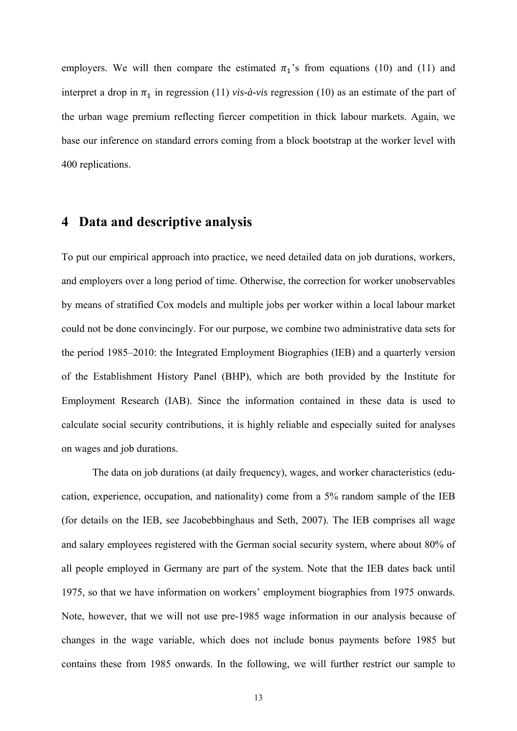employers. We will then compare the estimated $\pi_1$'s from equations (10) and (11) and interpret a drop in $\pi_1$ in regression (11) *vis-à-vis* regression (10) as an estimate of the part of the urban wage premium reflecting fiercer competition in thick labour markets. Again, we base our inference on standard errors coming from a block bootstrap at the worker level with 400 replications.

# 4 Data and descriptive analysis

To put our empirical approach into practice, we need detailed data on job durations, workers, and employers over a long period of time. Otherwise, the correction for worker unobservables by means of stratified Cox models and multiple jobs per worker within a local labour market could not be done convincingly. For our purpose, we combine two administrative data sets for the period 1985–2010: the Integrated Employment Biographies (IEB) and a quarterly version of the Establishment History Panel (BHP), which are both provided by the Institute for Employment Research (IAB). Since the information contained in these data is used to calculate social security contributions, it is highly reliable and especially suited for analyses on wages and job durations.

The data on job durations (at daily frequency), wages, and worker characteristics (education, experience, occupation, and nationality) come from a 5% random sample of the IEB (for details on the IEB, see Jacobebbinghaus and Seth, 2007). The IEB comprises all wage and salary employees registered with the German social security system, where about 80% of all people employed in Germany are part of the system. Note that the IEB dates back until 1975, so that we have information on workers' employment biographies from 1975 onwards. Note, however, that we will not use pre-1985 wage information in our analysis because of changes in the wage variable, which does not include bonus payments before 1985 but contains these from 1985 onwards. In the following, we will further restrict our sample to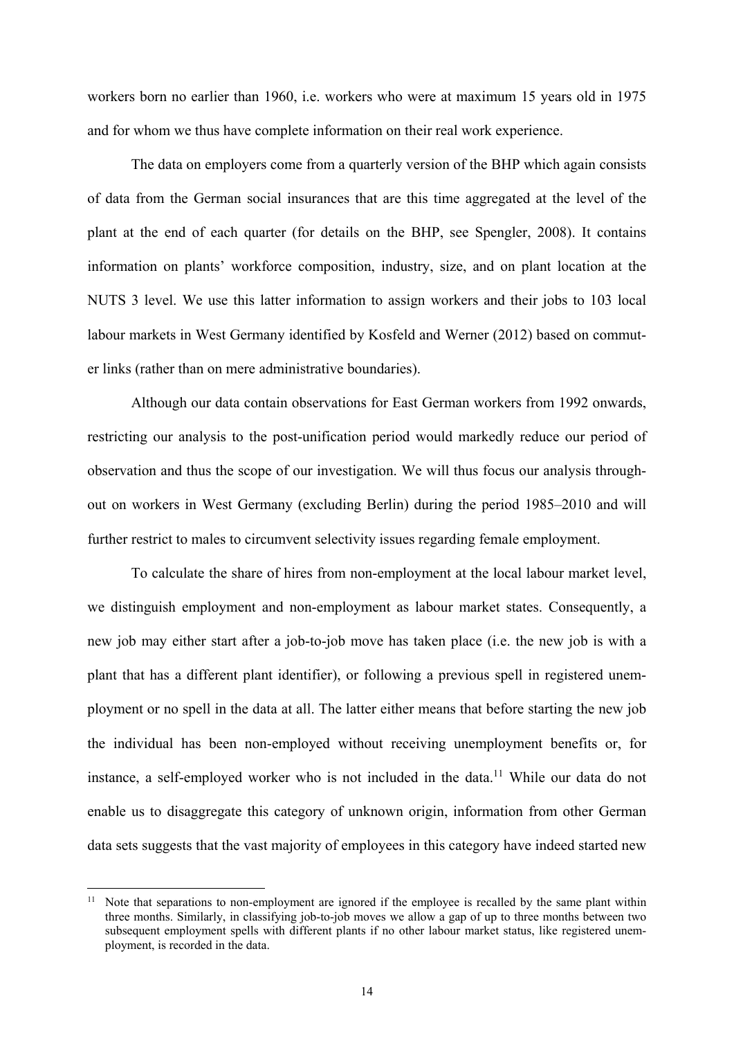workers born no earlier than 1960, i.e. workers who were at maximum 15 years old in 1975 and for whom we thus have complete information on their real work experience.

The data on employers come from a quarterly version of the BHP which again consists of data from the German social insurances that are this time aggregated at the level of the plant at the end of each quarter (for details on the BHP, see Spengler, 2008). It contains information on plants' workforce composition, industry, size, and on plant location at the NUTS 3 level. We use this latter information to assign workers and their jobs to 103 local labour markets in West Germany identified by Kosfeld and Werner (2012) based on commuter links (rather than on mere administrative boundaries).

Although our data contain observations for East German workers from 1992 onwards, restricting our analysis to the post-unification period would markedly reduce our period of observation and thus the scope of our investigation. We will thus focus our analysis throughout on workers in West Germany (excluding Berlin) during the period 1985–2010 and will further restrict to males to circumvent selectivity issues regarding female employment.

To calculate the share of hires from non-employment at the local labour market level, we distinguish employment and non-employment as labour market states. Consequently, a new job may either start after a job-to-job move has taken place (i.e. the new job is with a plant that has a different plant identifier), or following a previous spell in registered unemployment or no spell in the data at all. The latter either means that before starting the new job the individual has been non-employed without receiving unemployment benefits or, for instance, a self-employed worker who is not included in the data.[11] While our data do not enable us to disaggregate this category of unknown origin, information from other German data sets suggests that the vast majority of employees in this category have indeed started new

[11] Note that separations to non-employment are ignored if the employee is recalled by the same plant within three months. Similarly, in classifying job-to-job moves we allow a gap of up to three months between two subsequent employment spells with different plants if no other labour market status, like registered unemployment, is recorded in the data.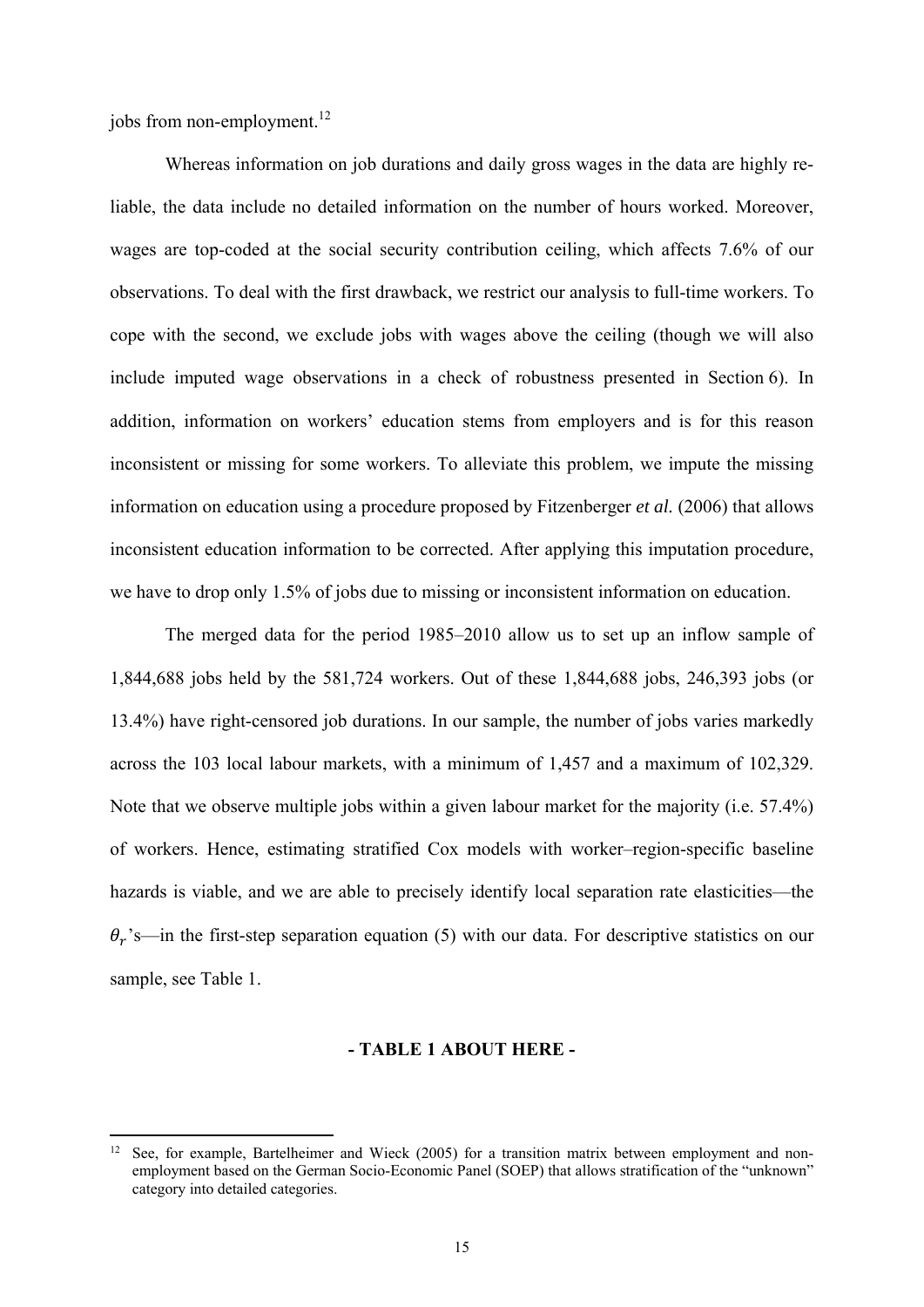jobs from non-employment.[12]

Whereas information on job durations and daily gross wages in the data are highly reliable, the data include no detailed information on the number of hours worked. Moreover, wages are top-coded at the social security contribution ceiling, which affects 7.6% of our observations. To deal with the first drawback, we restrict our analysis to full-time workers. To cope with the second, we exclude jobs with wages above the ceiling (though we will also include imputed wage observations in a check of robustness presented in Section 6). In addition, information on workers' education stems from employers and is for this reason inconsistent or missing for some workers. To alleviate this problem, we impute the missing information on education using a procedure proposed by Fitzenberger *et al.* (2006) that allows inconsistent education information to be corrected. After applying this imputation procedure, we have to drop only 1.5% of jobs due to missing or inconsistent information on education.

The merged data for the period 1985–2010 allow us to set up an inflow sample of 1,844,688 jobs held by the 581,724 workers. Out of these 1,844,688 jobs, 246,393 jobs (or 13.4%) have right-censored job durations. In our sample, the number of jobs varies markedly across the 103 local labour markets, with a minimum of 1,457 and a maximum of 102,329. Note that we observe multiple jobs within a given labour market for the majority (i.e. 57.4%) of workers. Hence, estimating stratified Cox models with worker–region-specific baseline hazards is viable, and we are able to precisely identify local separation rate elasticities—the $\theta_r$'s—in the first-step separation equation (5) with our data. For descriptive statistics on our sample, see Table 1.

**- TABLE 1 ABOUT HERE -**

[12] See, for example, Bartelheimer and Wieck (2005) for a transition matrix between employment and non-employment based on the German Socio-Economic Panel (SOEP) that allows stratification of the "unknown" category into detailed categories.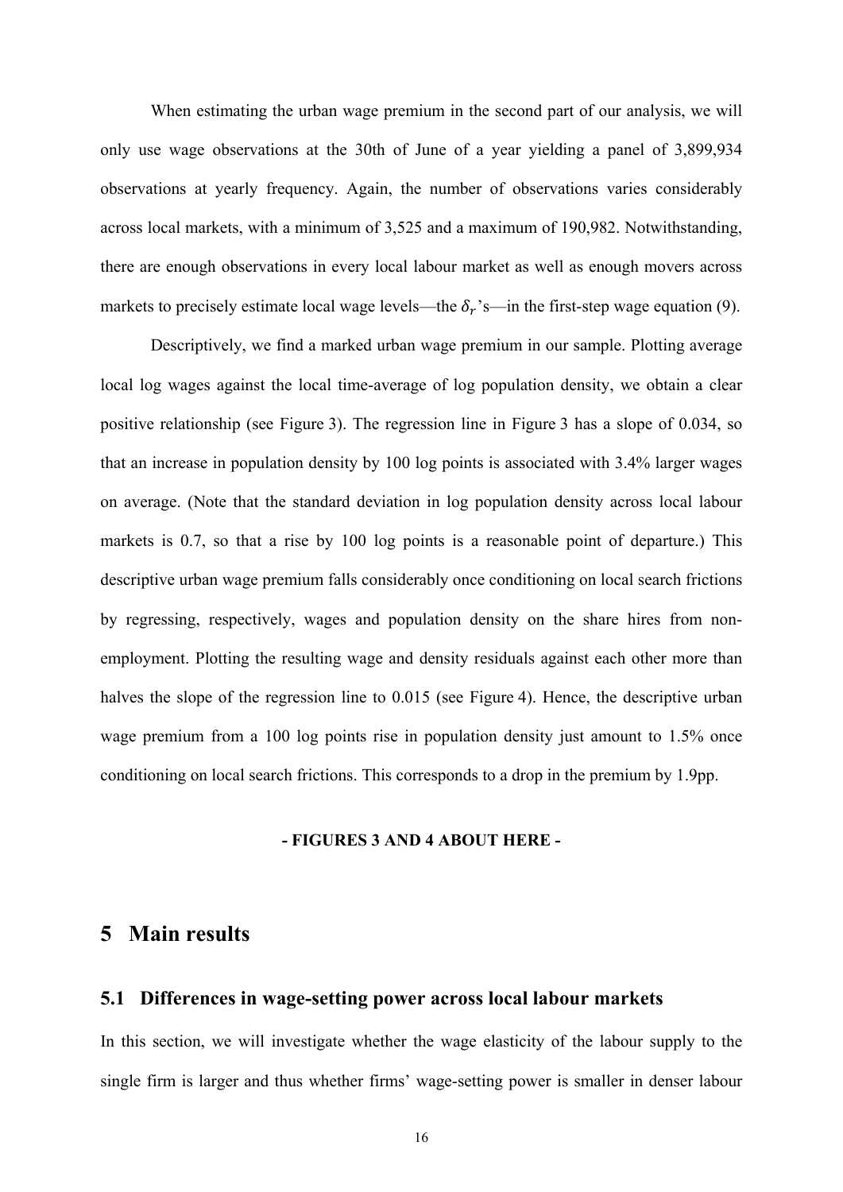When estimating the urban wage premium in the second part of our analysis, we will only use wage observations at the 30th of June of a year yielding a panel of 3,899,934 observations at yearly frequency. Again, the number of observations varies considerably across local markets, with a minimum of 3,525 and a maximum of 190,982. Notwithstanding, there are enough observations in every local labour market as well as enough movers across markets to precisely estimate local wage levels—the $\delta_r$'s—in the first-step wage equation (9).

Descriptively, we find a marked urban wage premium in our sample. Plotting average local log wages against the local time-average of log population density, we obtain a clear positive relationship (see Figure 3). The regression line in Figure 3 has a slope of 0.034, so that an increase in population density by 100 log points is associated with 3.4% larger wages on average. (Note that the standard deviation in log population density across local labour markets is 0.7, so that a rise by 100 log points is a reasonable point of departure.) This descriptive urban wage premium falls considerably once conditioning on local search frictions by regressing, respectively, wages and population density on the share hires from non-employment. Plotting the resulting wage and density residuals against each other more than halves the slope of the regression line to 0.015 (see Figure 4). Hence, the descriptive urban wage premium from a 100 log points rise in population density just amount to 1.5% once conditioning on local search frictions. This corresponds to a drop in the premium by 1.9pp.

**- FIGURES 3 AND 4 ABOUT HERE -**

# 5 Main results

## 5.1 Differences in wage-setting power across local labour markets

In this section, we will investigate whether the wage elasticity of the labour supply to the single firm is larger and thus whether firms' wage-setting power is smaller in denser labour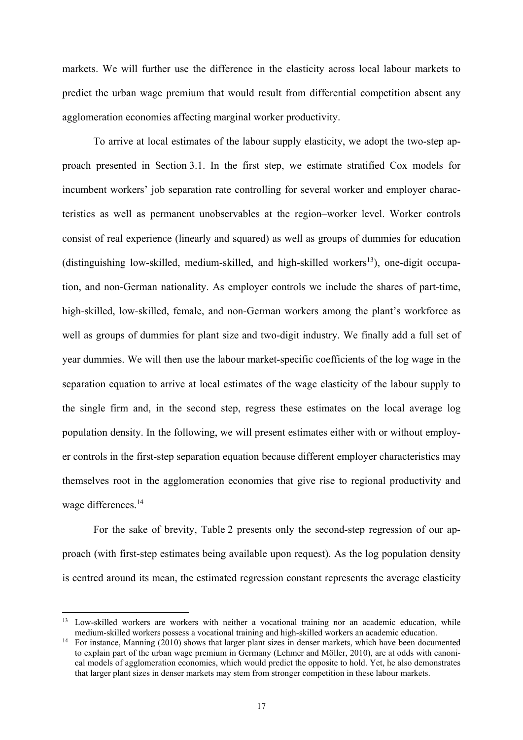markets. We will further use the difference in the elasticity across local labour markets to predict the urban wage premium that would result from differential competition absent any agglomeration economies affecting marginal worker productivity.

To arrive at local estimates of the labour supply elasticity, we adopt the two-step approach presented in Section 3.1. In the first step, we estimate stratified Cox models for incumbent workers' job separation rate controlling for several worker and employer characteristics as well as permanent unobservables at the region–worker level. Worker controls consist of real experience (linearly and squared) as well as groups of dummies for education (distinguishing low-skilled, medium-skilled, and high-skilled workers[13]), one-digit occupation, and non-German nationality. As employer controls we include the shares of part-time, high-skilled, low-skilled, female, and non-German workers among the plant's workforce as well as groups of dummies for plant size and two-digit industry. We finally add a full set of year dummies. We will then use the labour market-specific coefficients of the log wage in the separation equation to arrive at local estimates of the wage elasticity of the labour supply to the single firm and, in the second step, regress these estimates on the local average log population density. In the following, we will present estimates either with or without employer controls in the first-step separation equation because different employer characteristics may themselves root in the agglomeration economies that give rise to regional productivity and wage differences.[14]

For the sake of brevity, Table 2 presents only the second-step regression of our approach (with first-step estimates being available upon request). As the log population density is centred around its mean, the estimated regression constant represents the average elasticity

---

[13] Low-skilled workers are workers with neither a vocational training nor an academic education, while medium-skilled workers possess a vocational training and high-skilled workers an academic education.

[14] For instance, Manning (2010) shows that larger plant sizes in denser markets, which have been documented to explain part of the urban wage premium in Germany (Lehmer and Möller, 2010), are at odds with canonical models of agglomeration economies, which would predict the opposite to hold. Yet, he also demonstrates that larger plant sizes in denser markets may stem from stronger competition in these labour markets.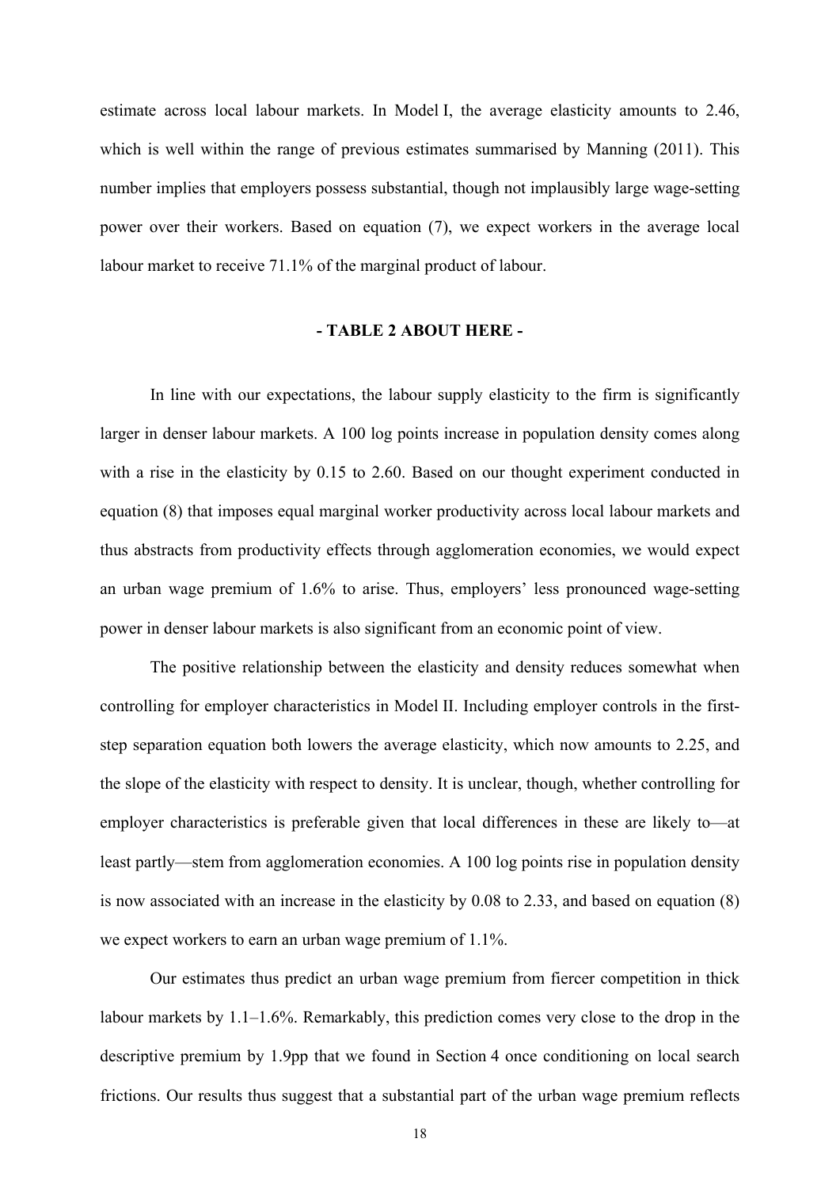estimate across local labour markets. In Model I, the average elasticity amounts to 2.46, which is well within the range of previous estimates summarised by Manning (2011). This number implies that employers possess substantial, though not implausibly large wage-setting power over their workers. Based on equation (7), we expect workers in the average local labour market to receive 71.1% of the marginal product of labour.

**- TABLE 2 ABOUT HERE -**

In line with our expectations, the labour supply elasticity to the firm is significantly larger in denser labour markets. A 100 log points increase in population density comes along with a rise in the elasticity by 0.15 to 2.60. Based on our thought experiment conducted in equation (8) that imposes equal marginal worker productivity across local labour markets and thus abstracts from productivity effects through agglomeration economies, we would expect an urban wage premium of 1.6% to arise. Thus, employers' less pronounced wage-setting power in denser labour markets is also significant from an economic point of view.

The positive relationship between the elasticity and density reduces somewhat when controlling for employer characteristics in Model II. Including employer controls in the first-step separation equation both lowers the average elasticity, which now amounts to 2.25, and the slope of the elasticity with respect to density. It is unclear, though, whether controlling for employer characteristics is preferable given that local differences in these are likely to—at least partly—stem from agglomeration economies. A 100 log points rise in population density is now associated with an increase in the elasticity by 0.08 to 2.33, and based on equation (8) we expect workers to earn an urban wage premium of 1.1%.

Our estimates thus predict an urban wage premium from fiercer competition in thick labour markets by 1.1–1.6%. Remarkably, this prediction comes very close to the drop in the descriptive premium by 1.9pp that we found in Section 4 once conditioning on local search frictions. Our results thus suggest that a substantial part of the urban wage premium reflects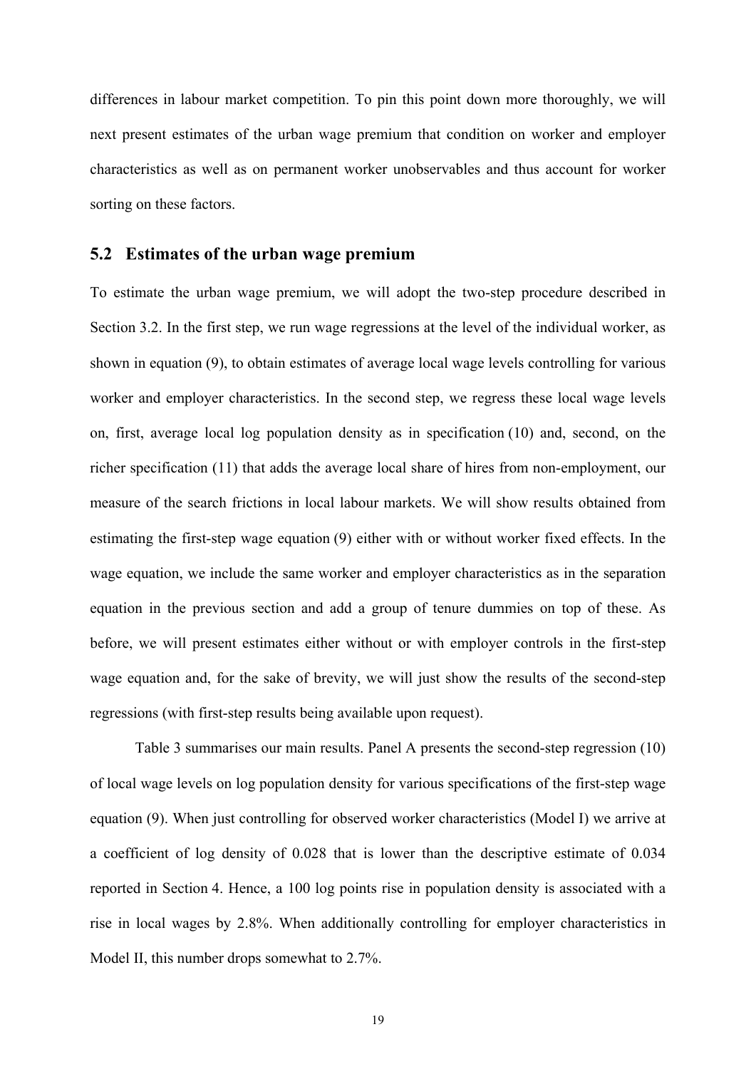differences in labour market competition. To pin this point down more thoroughly, we will next present estimates of the urban wage premium that condition on worker and employer characteristics as well as on permanent worker unobservables and thus account for worker sorting on these factors.

## 5.2 Estimates of the urban wage premium

To estimate the urban wage premium, we will adopt the two-step procedure described in Section 3.2. In the first step, we run wage regressions at the level of the individual worker, as shown in equation (9), to obtain estimates of average local wage levels controlling for various worker and employer characteristics. In the second step, we regress these local wage levels on, first, average local log population density as in specification (10) and, second, on the richer specification (11) that adds the average local share of hires from non-employment, our measure of the search frictions in local labour markets. We will show results obtained from estimating the first-step wage equation (9) either with or without worker fixed effects. In the wage equation, we include the same worker and employer characteristics as in the separation equation in the previous section and add a group of tenure dummies on top of these. As before, we will present estimates either without or with employer controls in the first-step wage equation and, for the sake of brevity, we will just show the results of the second-step regressions (with first-step results being available upon request).

Table 3 summarises our main results. Panel A presents the second-step regression (10) of local wage levels on log population density for various specifications of the first-step wage equation (9). When just controlling for observed worker characteristics (Model I) we arrive at a coefficient of log density of 0.028 that is lower than the descriptive estimate of 0.034 reported in Section 4. Hence, a 100 log points rise in population density is associated with a rise in local wages by 2.8%. When additionally controlling for employer characteristics in Model II, this number drops somewhat to 2.7%.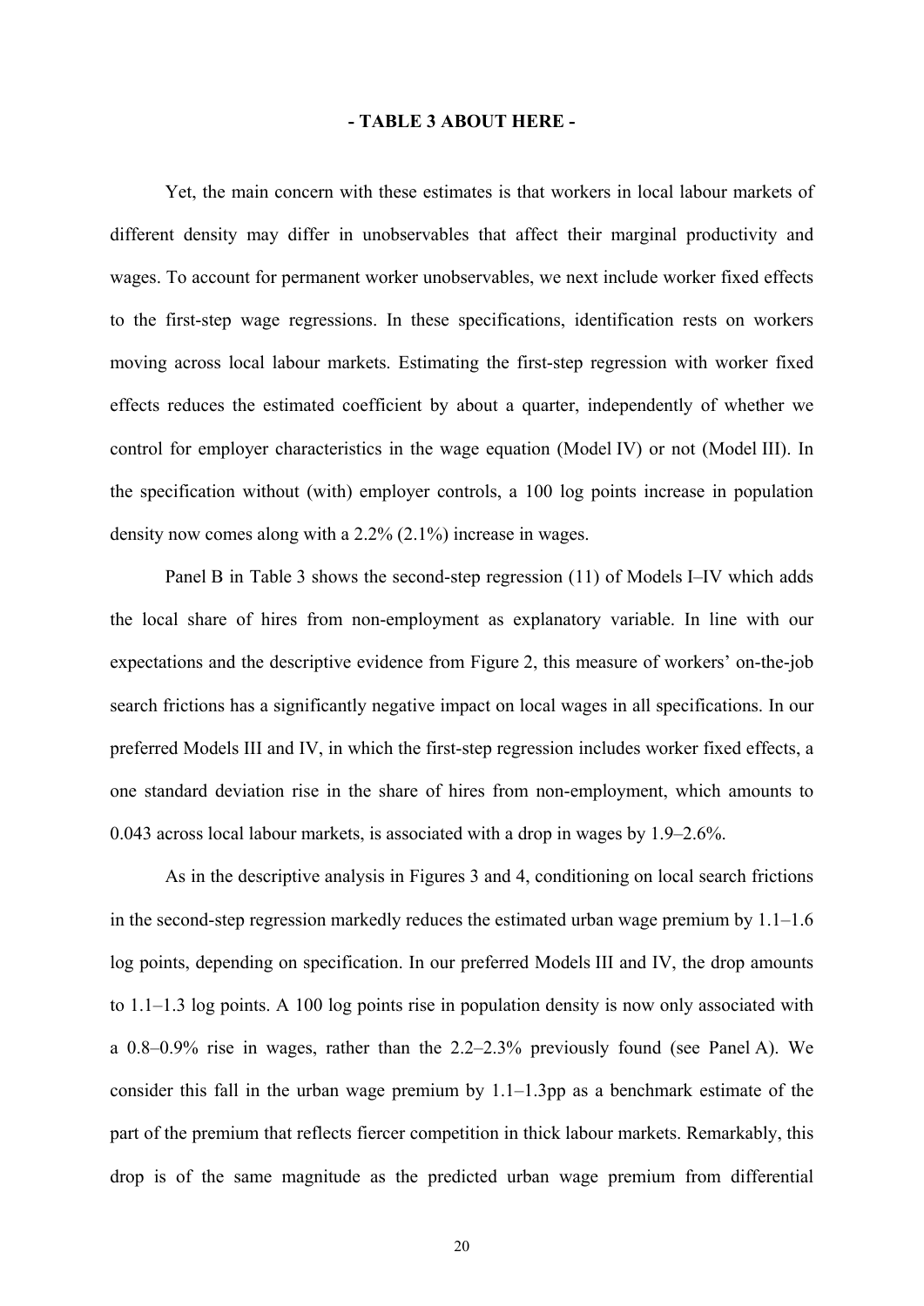**- TABLE 3 ABOUT HERE -**

Yet, the main concern with these estimates is that workers in local labour markets of different density may differ in unobservables that affect their marginal productivity and wages. To account for permanent worker unobservables, we next include worker fixed effects to the first-step wage regressions. In these specifications, identification rests on workers moving across local labour markets. Estimating the first-step regression with worker fixed effects reduces the estimated coefficient by about a quarter, independently of whether we control for employer characteristics in the wage equation (Model IV) or not (Model III). In the specification without (with) employer controls, a 100 log points increase in population density now comes along with a 2.2% (2.1%) increase in wages.

Panel B in Table 3 shows the second-step regression (11) of Models I–IV which adds the local share of hires from non-employment as explanatory variable. In line with our expectations and the descriptive evidence from Figure 2, this measure of workers' on-the-job search frictions has a significantly negative impact on local wages in all specifications. In our preferred Models III and IV, in which the first-step regression includes worker fixed effects, a one standard deviation rise in the share of hires from non-employment, which amounts to 0.043 across local labour markets, is associated with a drop in wages by 1.9–2.6%.

As in the descriptive analysis in Figures 3 and 4, conditioning on local search frictions in the second-step regression markedly reduces the estimated urban wage premium by 1.1–1.6 log points, depending on specification. In our preferred Models III and IV, the drop amounts to 1.1–1.3 log points. A 100 log points rise in population density is now only associated with a 0.8–0.9% rise in wages, rather than the 2.2–2.3% previously found (see Panel A). We consider this fall in the urban wage premium by 1.1–1.3pp as a benchmark estimate of the part of the premium that reflects fiercer competition in thick labour markets. Remarkably, this drop is of the same magnitude as the predicted urban wage premium from differential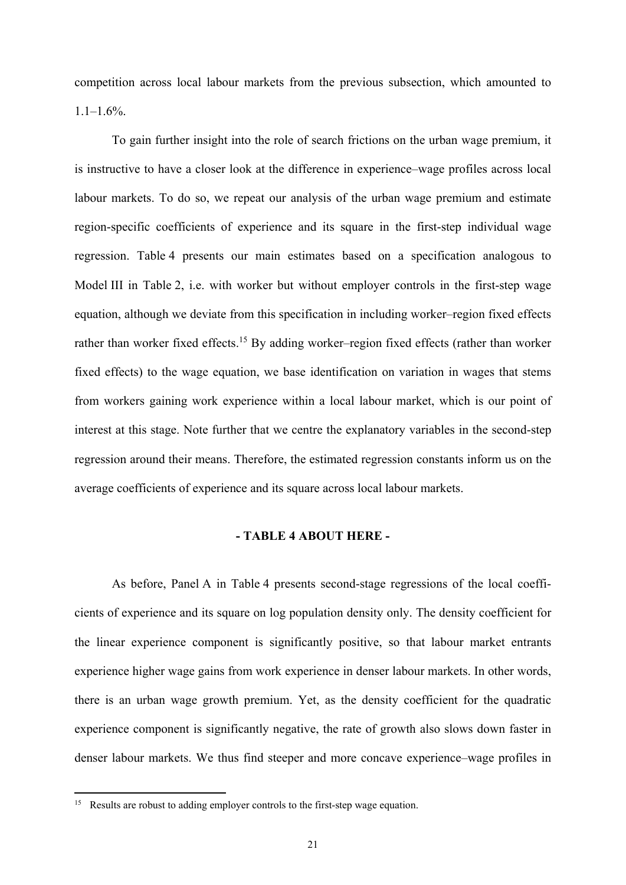competition across local labour markets from the previous subsection, which amounted to 1.1–1.6%.

To gain further insight into the role of search frictions on the urban wage premium, it is instructive to have a closer look at the difference in experience–wage profiles across local labour markets. To do so, we repeat our analysis of the urban wage premium and estimate region-specific coefficients of experience and its square in the first-step individual wage regression. Table 4 presents our main estimates based on a specification analogous to Model III in Table 2, i.e. with worker but without employer controls in the first-step wage equation, although we deviate from this specification in including worker–region fixed effects rather than worker fixed effects.[15] By adding worker–region fixed effects (rather than worker fixed effects) to the wage equation, we base identification on variation in wages that stems from workers gaining work experience within a local labour market, which is our point of interest at this stage. Note further that we centre the explanatory variables in the second-step regression around their means. Therefore, the estimated regression constants inform us on the average coefficients of experience and its square across local labour markets.

**- TABLE 4 ABOUT HERE -**

As before, Panel A in Table 4 presents second-stage regressions of the local coefficients of experience and its square on log population density only. The density coefficient for the linear experience component is significantly positive, so that labour market entrants experience higher wage gains from work experience in denser labour markets. In other words, there is an urban wage growth premium. Yet, as the density coefficient for the quadratic experience component is significantly negative, the rate of growth also slows down faster in denser labour markets. We thus find steeper and more concave experience–wage profiles in

[15] Results are robust to adding employer controls to the first-step wage equation.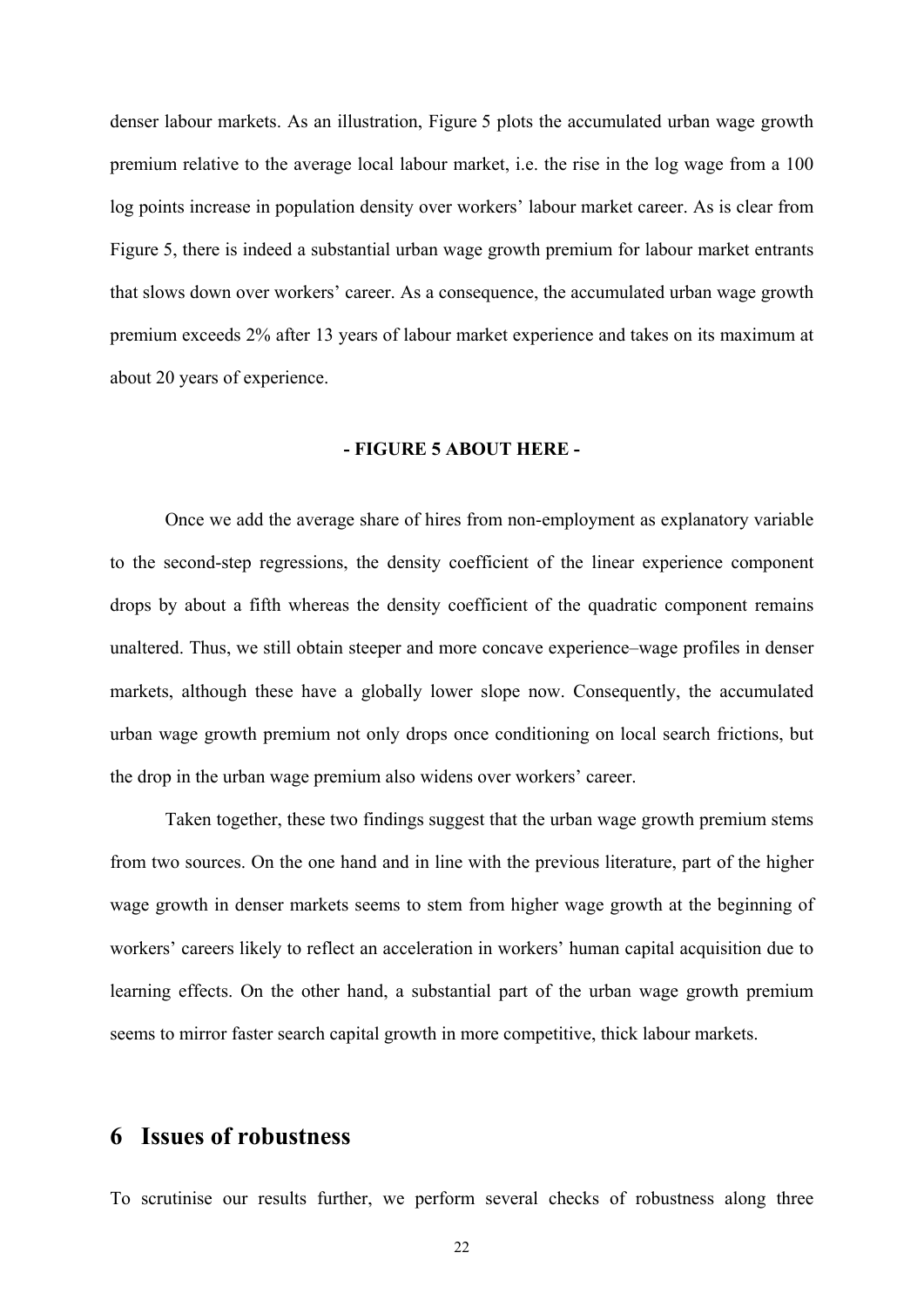denser labour markets. As an illustration, Figure 5 plots the accumulated urban wage growth premium relative to the average local labour market, i.e. the rise in the log wage from a 100 log points increase in population density over workers' labour market career. As is clear from Figure 5, there is indeed a substantial urban wage growth premium for labour market entrants that slows down over workers' career. As a consequence, the accumulated urban wage growth premium exceeds 2% after 13 years of labour market experience and takes on its maximum at about 20 years of experience.

**- FIGURE 5 ABOUT HERE -**

Once we add the average share of hires from non-employment as explanatory variable to the second-step regressions, the density coefficient of the linear experience component drops by about a fifth whereas the density coefficient of the quadratic component remains unaltered. Thus, we still obtain steeper and more concave experience–wage profiles in denser markets, although these have a globally lower slope now. Consequently, the accumulated urban wage growth premium not only drops once conditioning on local search frictions, but the drop in the urban wage premium also widens over workers' career.

Taken together, these two findings suggest that the urban wage growth premium stems from two sources. On the one hand and in line with the previous literature, part of the higher wage growth in denser markets seems to stem from higher wage growth at the beginning of workers' careers likely to reflect an acceleration in workers' human capital acquisition due to learning effects. On the other hand, a substantial part of the urban wage growth premium seems to mirror faster search capital growth in more competitive, thick labour markets.

## 6 Issues of robustness

To scrutinise our results further, we perform several checks of robustness along three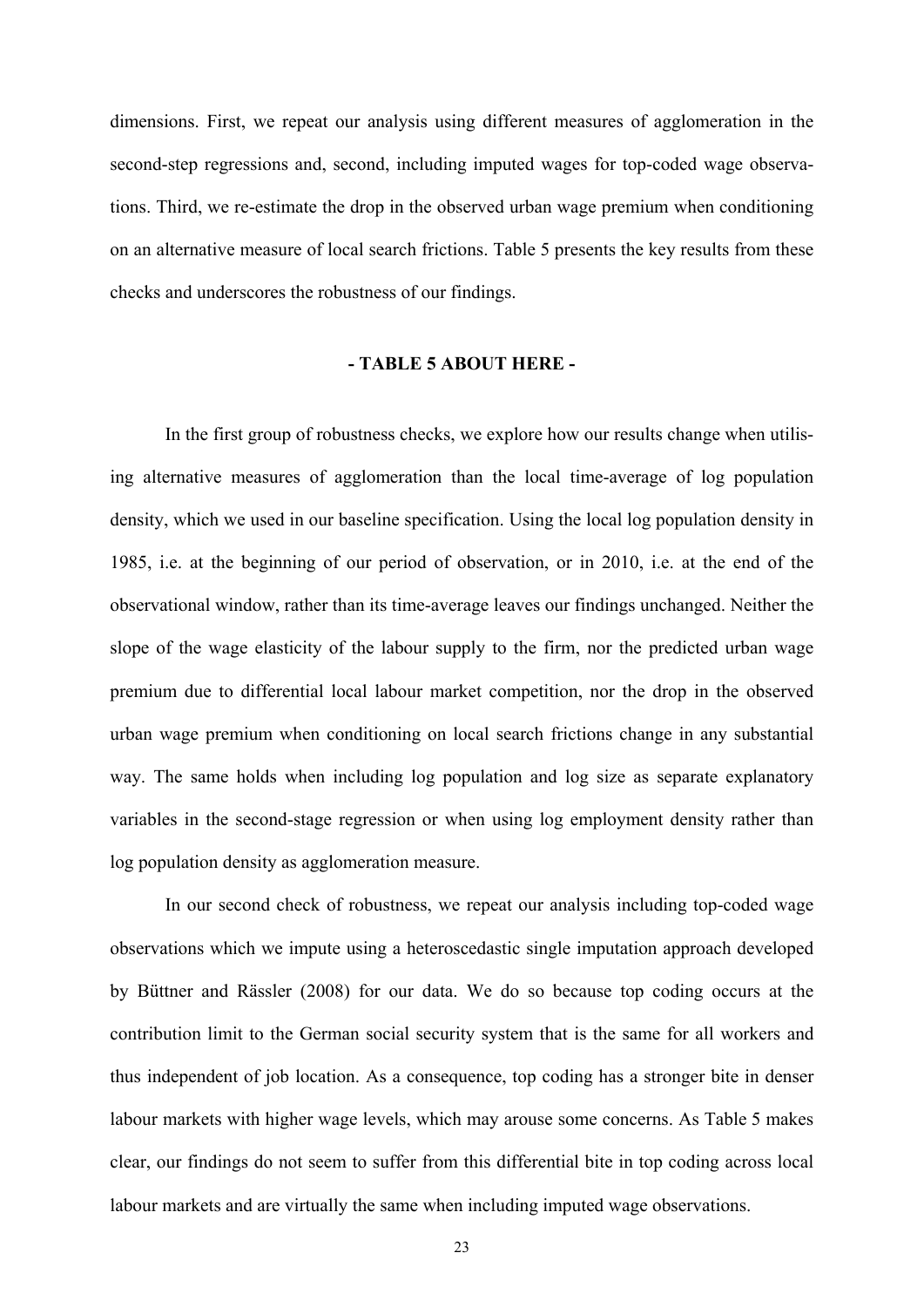dimensions. First, we repeat our analysis using different measures of agglomeration in the second-step regressions and, second, including imputed wages for top-coded wage observations. Third, we re-estimate the drop in the observed urban wage premium when conditioning on an alternative measure of local search frictions. Table 5 presents the key results from these checks and underscores the robustness of our findings.

**- TABLE 5 ABOUT HERE -**

In the first group of robustness checks, we explore how our results change when utilising alternative measures of agglomeration than the local time-average of log population density, which we used in our baseline specification. Using the local log population density in 1985, i.e. at the beginning of our period of observation, or in 2010, i.e. at the end of the observational window, rather than its time-average leaves our findings unchanged. Neither the slope of the wage elasticity of the labour supply to the firm, nor the predicted urban wage premium due to differential local labour market competition, nor the drop in the observed urban wage premium when conditioning on local search frictions change in any substantial way. The same holds when including log population and log size as separate explanatory variables in the second-stage regression or when using log employment density rather than log population density as agglomeration measure.

In our second check of robustness, we repeat our analysis including top-coded wage observations which we impute using a heteroscedastic single imputation approach developed by Büttner and Rässler (2008) for our data. We do so because top coding occurs at the contribution limit to the German social security system that is the same for all workers and thus independent of job location. As a consequence, top coding has a stronger bite in denser labour markets with higher wage levels, which may arouse some concerns. As Table 5 makes clear, our findings do not seem to suffer from this differential bite in top coding across local labour markets and are virtually the same when including imputed wage observations.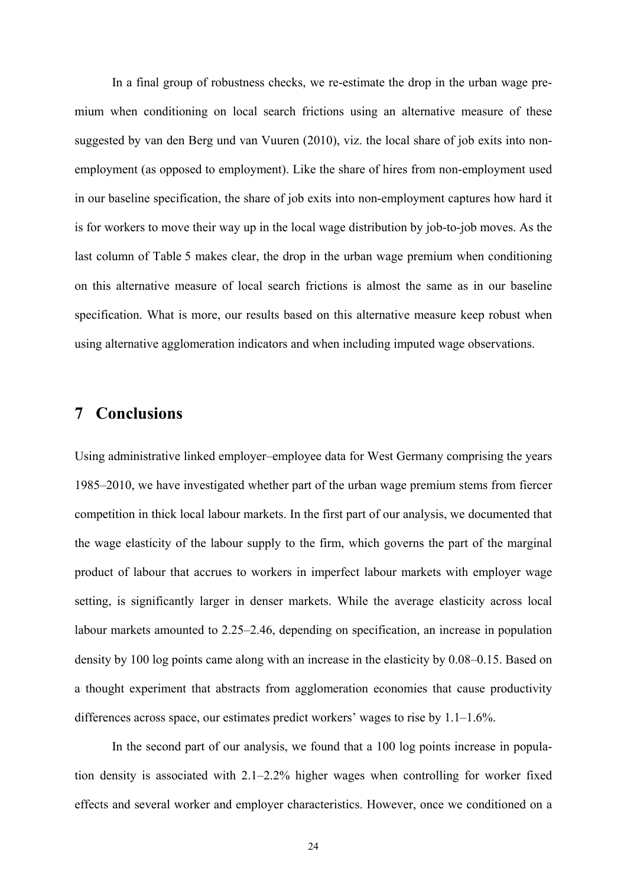In a final group of robustness checks, we re-estimate the drop in the urban wage premium when conditioning on local search frictions using an alternative measure of these suggested by van den Berg und van Vuuren (2010), viz. the local share of job exits into non-employment (as opposed to employment). Like the share of hires from non-employment used in our baseline specification, the share of job exits into non-employment captures how hard it is for workers to move their way up in the local wage distribution by job-to-job moves. As the last column of Table 5 makes clear, the drop in the urban wage premium when conditioning on this alternative measure of local search frictions is almost the same as in our baseline specification. What is more, our results based on this alternative measure keep robust when using alternative agglomeration indicators and when including imputed wage observations.

# 7 Conclusions

Using administrative linked employer–employee data for West Germany comprising the years 1985–2010, we have investigated whether part of the urban wage premium stems from fiercer competition in thick local labour markets. In the first part of our analysis, we documented that the wage elasticity of the labour supply to the firm, which governs the part of the marginal product of labour that accrues to workers in imperfect labour markets with employer wage setting, is significantly larger in denser markets. While the average elasticity across local labour markets amounted to 2.25–2.46, depending on specification, an increase in population density by 100 log points came along with an increase in the elasticity by 0.08–0.15. Based on a thought experiment that abstracts from agglomeration economies that cause productivity differences across space, our estimates predict workers' wages to rise by 1.1–1.6%.

In the second part of our analysis, we found that a 100 log points increase in population density is associated with 2.1–2.2% higher wages when controlling for worker fixed effects and several worker and employer characteristics. However, once we conditioned on a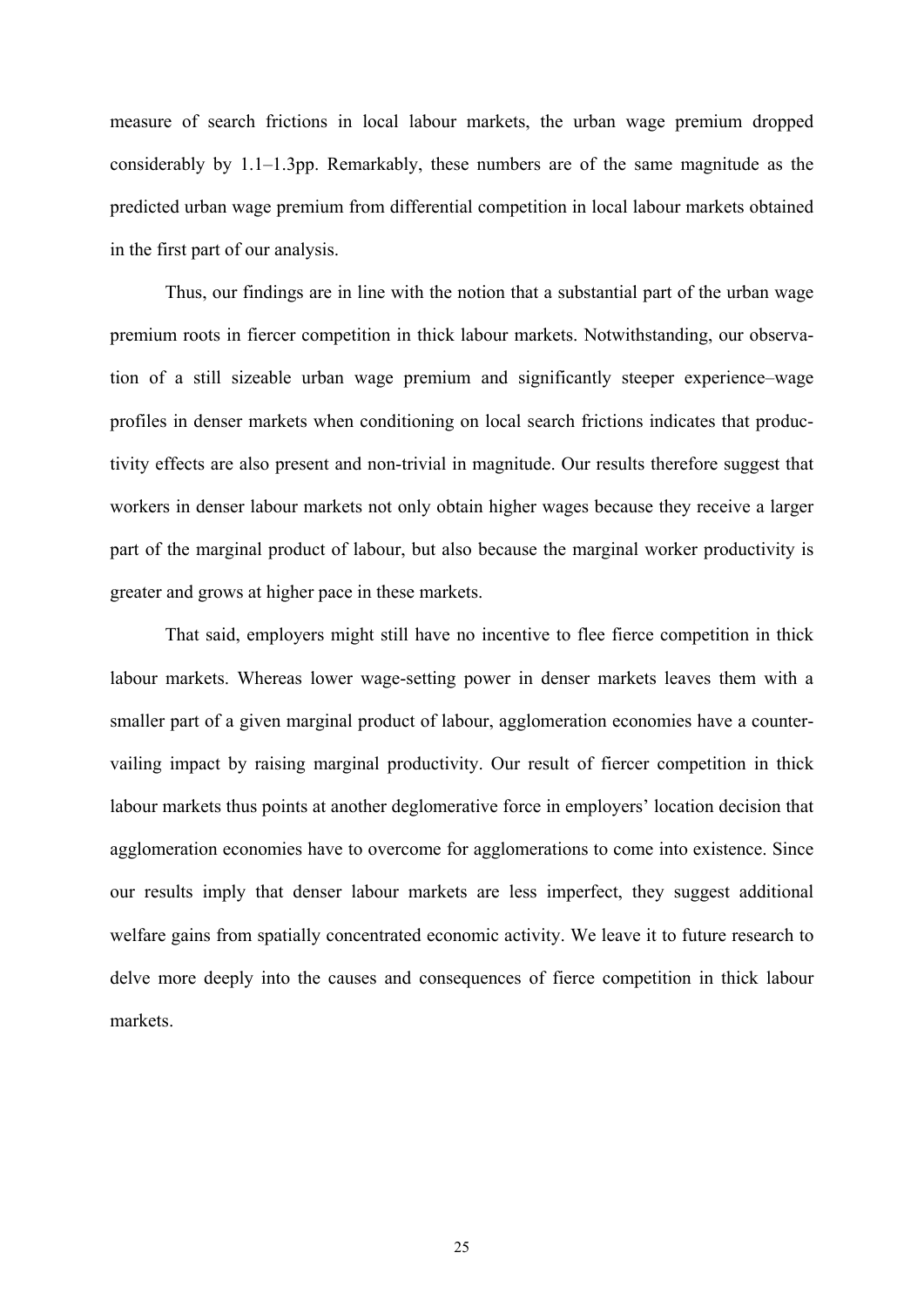measure of search frictions in local labour markets, the urban wage premium dropped considerably by 1.1–1.3pp. Remarkably, these numbers are of the same magnitude as the predicted urban wage premium from differential competition in local labour markets obtained in the first part of our analysis.

Thus, our findings are in line with the notion that a substantial part of the urban wage premium roots in fiercer competition in thick labour markets. Notwithstanding, our observation of a still sizeable urban wage premium and significantly steeper experience–wage profiles in denser markets when conditioning on local search frictions indicates that productivity effects are also present and non-trivial in magnitude. Our results therefore suggest that workers in denser labour markets not only obtain higher wages because they receive a larger part of the marginal product of labour, but also because the marginal worker productivity is greater and grows at higher pace in these markets.

That said, employers might still have no incentive to flee fierce competition in thick labour markets. Whereas lower wage-setting power in denser markets leaves them with a smaller part of a given marginal product of labour, agglomeration economies have a countervailing impact by raising marginal productivity. Our result of fiercer competition in thick labour markets thus points at another deglomerative force in employers' location decision that agglomeration economies have to overcome for agglomerations to come into existence. Since our results imply that denser labour markets are less imperfect, they suggest additional welfare gains from spatially concentrated economic activity. We leave it to future research to delve more deeply into the causes and consequences of fierce competition in thick labour markets.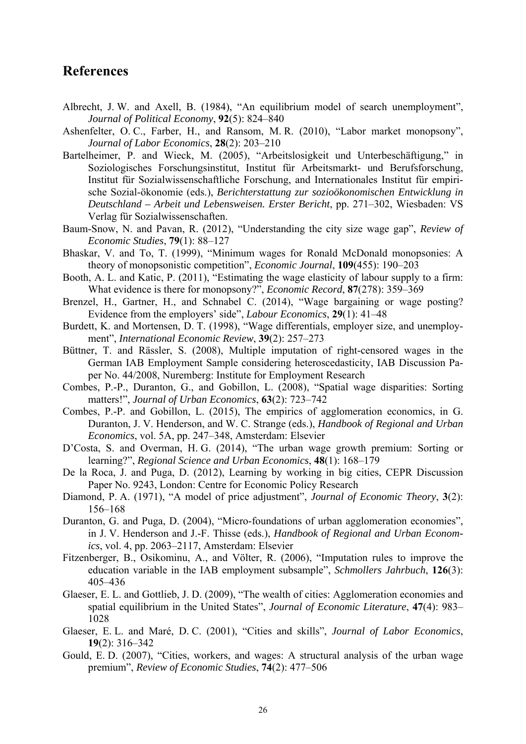## References

Albrecht, J. W. and Axell, B. (1984), "An equilibrium model of search unemployment", *Journal of Political Economy*, **92**(5): 824–840

Ashenfelter, O. C., Farber, H., and Ransom, M. R. (2010), "Labor market monopsony", *Journal of Labor Economics*, **28**(2): 203–210

Bartelheimer, P. and Wieck, M. (2005), "Arbeitslosigkeit und Unterbeschäftigung," in Soziologisches Forschungsinstitut, Institut für Arbeitsmarkt- und Berufsforschung, Institut für Sozialwissenschaftliche Forschung, and Internationales Institut für empirische Sozial-ökonomie (eds.), *Berichterstattung zur sozioökonomischen Entwicklung in Deutschland – Arbeit und Lebensweisen. Erster Bericht*, pp. 271–302, Wiesbaden: VS Verlag für Sozialwissenschaften.

Baum-Snow, N. and Pavan, R. (2012), "Understanding the city size wage gap", *Review of Economic Studies*, **79**(1): 88–127

Bhaskar, V. and To, T. (1999), "Minimum wages for Ronald McDonald monopsonies: A theory of monopsonistic competition", *Economic Journal*, **109**(455): 190–203

Booth, A. L. and Katic, P. (2011), "Estimating the wage elasticity of labour supply to a firm: What evidence is there for monopsony?", *Economic Record*, **87**(278): 359–369

Brenzel, H., Gartner, H., and Schnabel C. (2014), "Wage bargaining or wage posting? Evidence from the employers' side", *Labour Economics*, **29**(1): 41–48

Burdett, K. and Mortensen, D. T. (1998), "Wage differentials, employer size, and unemployment", *International Economic Review*, **39**(2): 257–273

Büttner, T. and Rässler, S. (2008), Multiple imputation of right-censored wages in the German IAB Employment Sample considering heteroscedasticity, IAB Discussion Paper No. 44/2008, Nuremberg: Institute for Employment Research

Combes, P.-P., Duranton, G., and Gobillon, L. (2008), "Spatial wage disparities: Sorting matters!", *Journal of Urban Economics*, **63**(2): 723–742

Combes, P.-P. and Gobillon, L. (2015), The empirics of agglomeration economics, in G. Duranton, J. V. Henderson, and W. C. Strange (eds.), *Handbook of Regional and Urban Economics*, vol. 5A, pp. 247–348, Amsterdam: Elsevier

D'Costa, S. and Overman, H. G. (2014), "The urban wage growth premium: Sorting or learning?", *Regional Science and Urban Economics*, **48**(1): 168–179

De la Roca, J. and Puga, D. (2012), Learning by working in big cities, CEPR Discussion Paper No. 9243, London: Centre for Economic Policy Research

Diamond, P. A. (1971), "A model of price adjustment", *Journal of Economic Theory*, **3**(2): 156–168

Duranton, G. and Puga, D. (2004), "Micro-foundations of urban agglomeration economies", in J. V. Henderson and J.-F. Thisse (eds.), *Handbook of Regional and Urban Economics*, vol. 4, pp. 2063–2117, Amsterdam: Elsevier

Fitzenberger, B., Osikominu, A., and Völter, R. (2006), "Imputation rules to improve the education variable in the IAB employment subsample", *Schmollers Jahrbuch*, **126**(3): 405–436

Glaeser, E. L. and Gottlieb, J. D. (2009), "The wealth of cities: Agglomeration economies and spatial equilibrium in the United States", *Journal of Economic Literature*, **47**(4): 983–1028

Glaeser, E. L. and Maré, D. C. (2001), "Cities and skills", *Journal of Labor Economics*, **19**(2): 316–342

Gould, E. D. (2007), "Cities, workers, and wages: A structural analysis of the urban wage premium", *Review of Economic Studies*, **74**(2): 477–506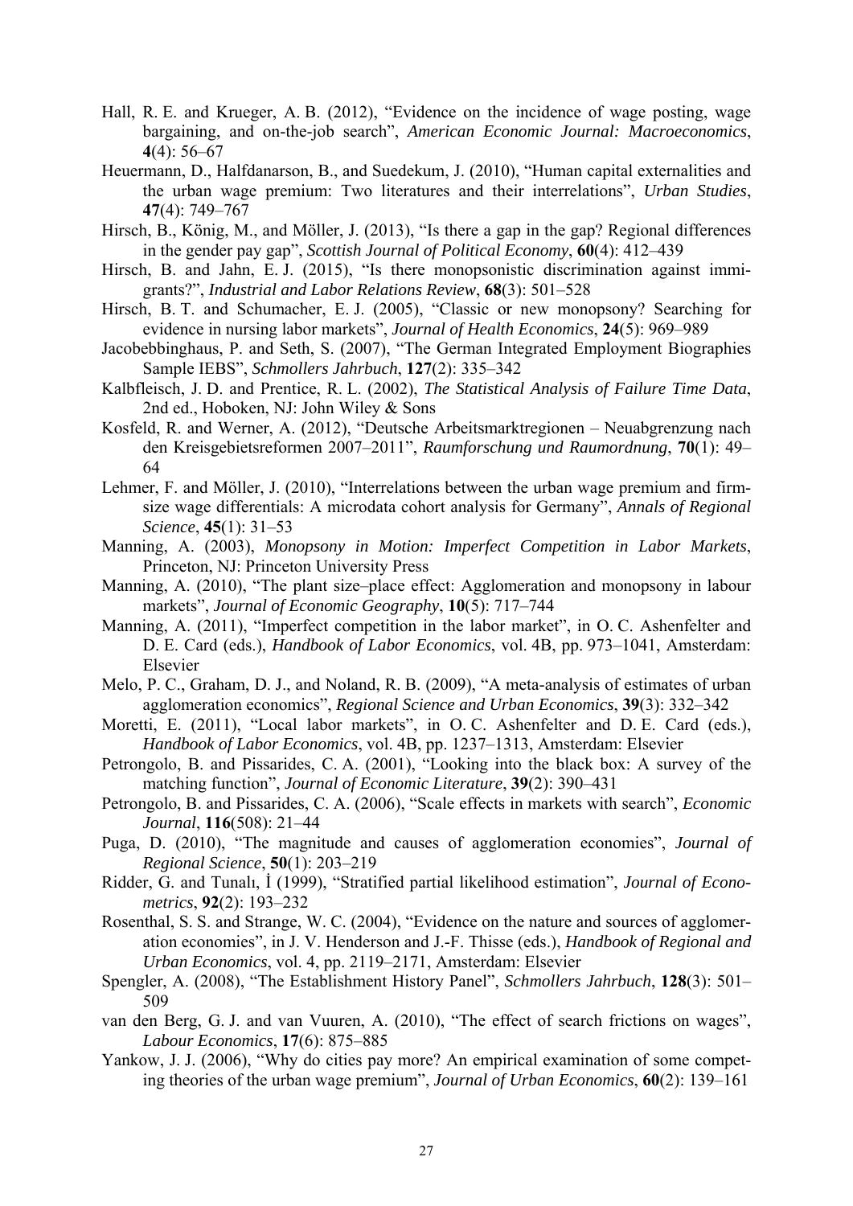Hall, R. E. and Krueger, A. B. (2012), "Evidence on the incidence of wage posting, wage bargaining, and on-the-job search", *American Economic Journal: Macroeconomics*, **4**(4): 56–67

Heuermann, D., Halfdanarson, B., and Suedekum, J. (2010), "Human capital externalities and the urban wage premium: Two literatures and their interrelations", *Urban Studies*, **47**(4): 749–767

Hirsch, B., König, M., and Möller, J. (2013), "Is there a gap in the gap? Regional differences in the gender pay gap", *Scottish Journal of Political Economy*, **60**(4): 412–439

Hirsch, B. and Jahn, E. J. (2015), "Is there monopsonistic discrimination against immigrants?", *Industrial and Labor Relations Review*, **68**(3): 501–528

Hirsch, B. T. and Schumacher, E. J. (2005), "Classic or new monopsony? Searching for evidence in nursing labor markets", *Journal of Health Economics*, **24**(5): 969–989

Jacobebbinghaus, P. and Seth, S. (2007), "The German Integrated Employment Biographies Sample IEBS", *Schmollers Jahrbuch*, **127**(2): 335–342

Kalbfleisch, J. D. and Prentice, R. L. (2002), *The Statistical Analysis of Failure Time Data*, 2nd ed., Hoboken, NJ: John Wiley & Sons

Kosfeld, R. and Werner, A. (2012), "Deutsche Arbeitsmarktregionen – Neuabgrenzung nach den Kreisgebietsreformen 2007–2011", *Raumforschung und Raumordnung*, **70**(1): 49–64

Lehmer, F. and Möller, J. (2010), "Interrelations between the urban wage premium and firm-size wage differentials: A microdata cohort analysis for Germany", *Annals of Regional Science*, **45**(1): 31–53

Manning, A. (2003), *Monopsony in Motion: Imperfect Competition in Labor Markets*, Princeton, NJ: Princeton University Press

Manning, A. (2010), "The plant size–place effect: Agglomeration and monopsony in labour markets", *Journal of Economic Geography*, **10**(5): 717–744

Manning, A. (2011), "Imperfect competition in the labor market", in O. C. Ashenfelter and D. E. Card (eds.), *Handbook of Labor Economics*, vol. 4B, pp. 973–1041, Amsterdam: Elsevier

Melo, P. C., Graham, D. J., and Noland, R. B. (2009), "A meta-analysis of estimates of urban agglomeration economics", *Regional Science and Urban Economics*, **39**(3): 332–342

Moretti, E. (2011), "Local labor markets", in O. C. Ashenfelter and D. E. Card (eds.), *Handbook of Labor Economics*, vol. 4B, pp. 1237–1313, Amsterdam: Elsevier

Petrongolo, B. and Pissarides, C. A. (2001), "Looking into the black box: A survey of the matching function", *Journal of Economic Literature*, **39**(2): 390–431

Petrongolo, B. and Pissarides, C. A. (2006), "Scale effects in markets with search", *Economic Journal*, **116**(508): 21–44

Puga, D. (2010), "The magnitude and causes of agglomeration economies", *Journal of Regional Science*, **50**(1): 203–219

Ridder, G. and Tunalı, İ (1999), "Stratified partial likelihood estimation", *Journal of Econometrics*, **92**(2): 193–232

Rosenthal, S. S. and Strange, W. C. (2004), "Evidence on the nature and sources of agglomeration economies", in J. V. Henderson and J.-F. Thisse (eds.), *Handbook of Regional and Urban Economics*, vol. 4, pp. 2119–2171, Amsterdam: Elsevier

Spengler, A. (2008), "The Establishment History Panel", *Schmollers Jahrbuch*, **128**(3): 501–509

van den Berg, G. J. and van Vuuren, A. (2010), "The effect of search frictions on wages", *Labour Economics*, **17**(6): 875–885

Yankow, J. J. (2006), "Why do cities pay more? An empirical examination of some competing theories of the urban wage premium", *Journal of Urban Economics*, **60**(2): 139–161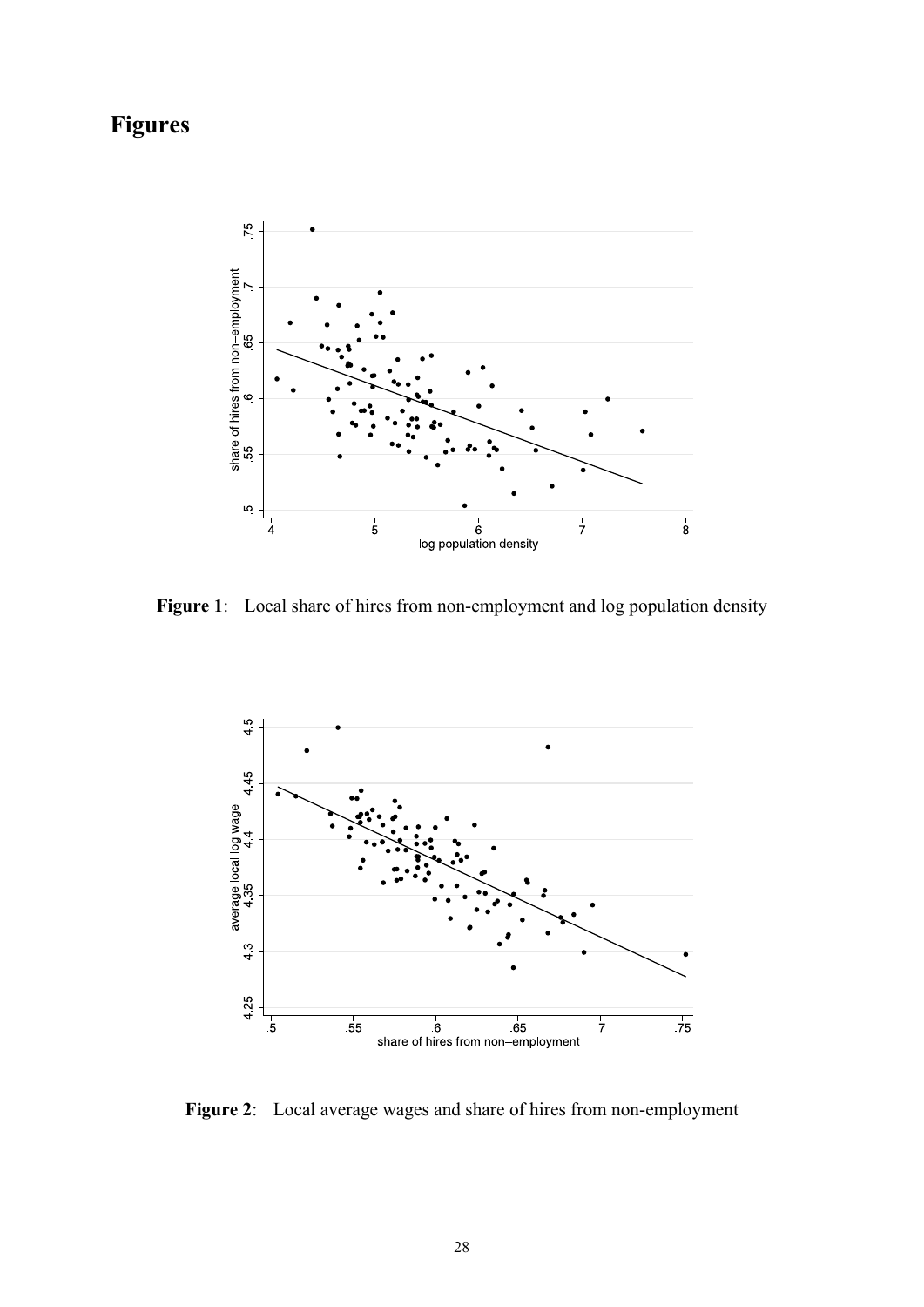# Figures

share of hires from non–employment

.5 .55 .6 .65 .7 .75

4 5 6 7 8

log population density

**Figure 1**: Local share of hires from non-employment and log population density

average local log wage

4.25 4.3 4.35 4.4 4.45 4.5

.5 .55 .6 .65 .7 .75

share of hires from non–employment

**Figure 2**: Local average wages and share of hires from non-employment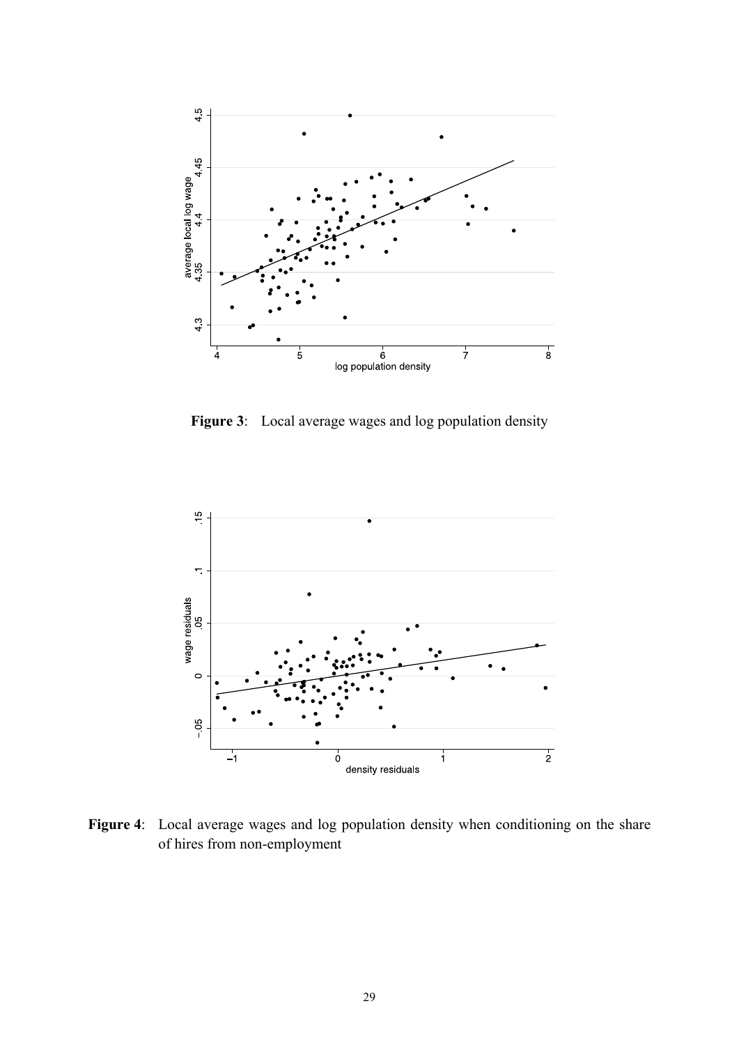average local log wage

4.3
4.35
4.4
4.45
4.5

4
5
6
7
8

log population density

**Figure 3**: Local average wages and log population density

wage residuals

−.05
0
.05
.1
.15

−1
0
1
2

density residuals

**Figure 4**: Local average wages and log population density when conditioning on the share of hires from non-employment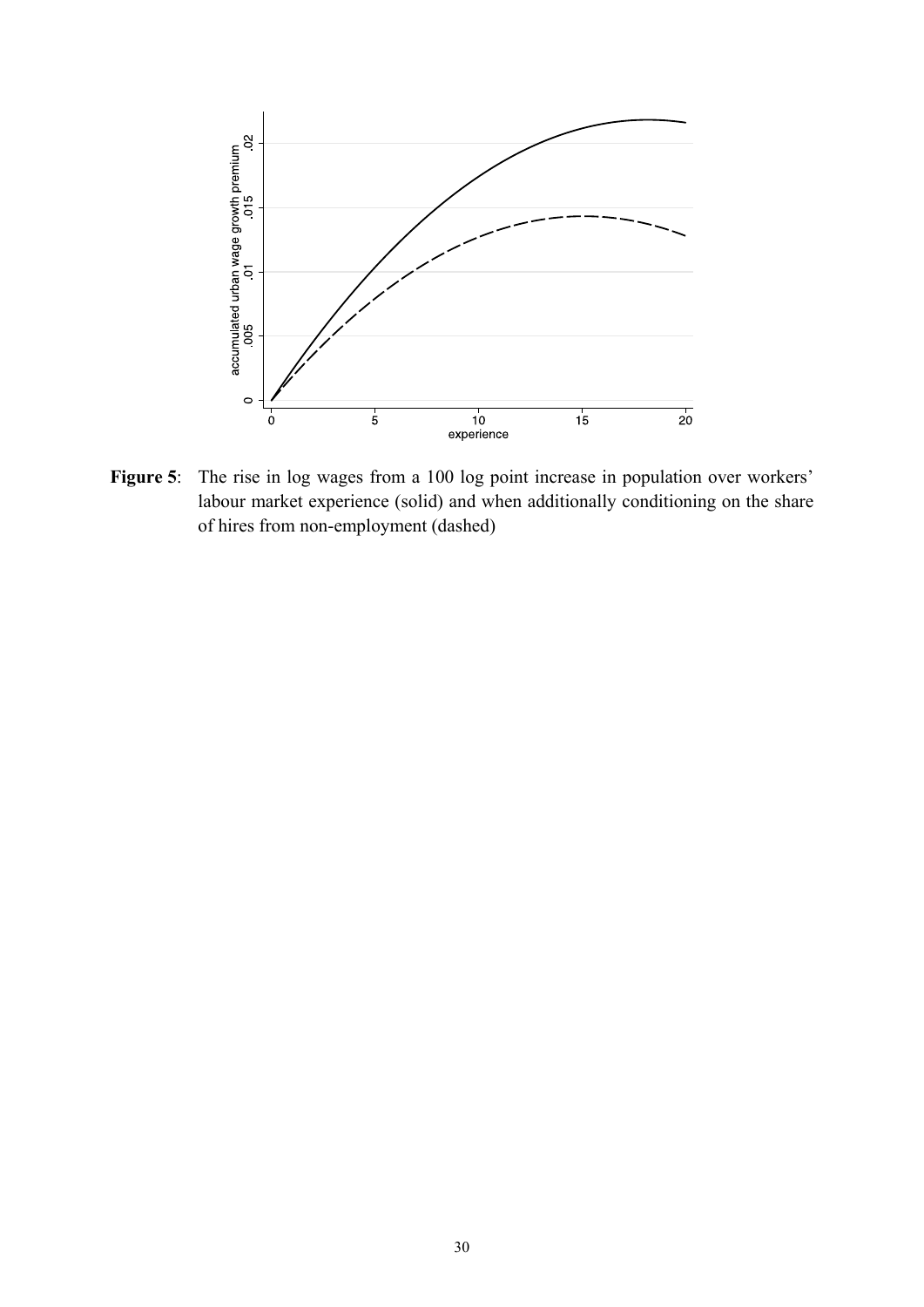**Figure 5**: The rise in log wages from a 100 log point increase in population over workers' labour market experience (solid) and when additionally conditioning on the share of hires from non-employment (dashed)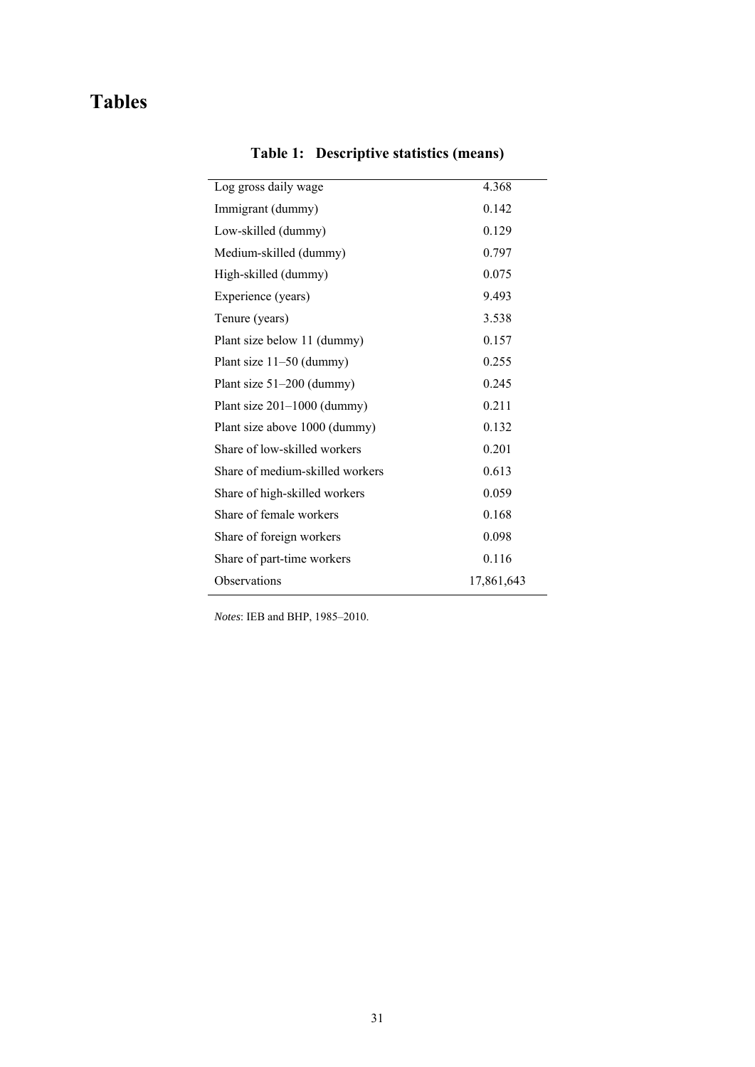# Tables

**Table 1: Descriptive statistics (means)**

| | |
|---|---|
| Log gross daily wage | 4.368 |
| Immigrant (dummy) | 0.142 |
| Low-skilled (dummy) | 0.129 |
| Medium-skilled (dummy) | 0.797 |
| High-skilled (dummy) | 0.075 |
| Experience (years) | 9.493 |
| Tenure (years) | 3.538 |
| Plant size below 11 (dummy) | 0.157 |
| Plant size 11–50 (dummy) | 0.255 |
| Plant size 51–200 (dummy) | 0.245 |
| Plant size 201–1000 (dummy) | 0.211 |
| Plant size above 1000 (dummy) | 0.132 |
| Share of low-skilled workers | 0.201 |
| Share of medium-skilled workers | 0.613 |
| Share of high-skilled workers | 0.059 |
| Share of female workers | 0.168 |
| Share of foreign workers | 0.098 |
| Share of part-time workers | 0.116 |
| Observations | 17,861,643 |

*Notes*: IEB and BHP, 1985–2010.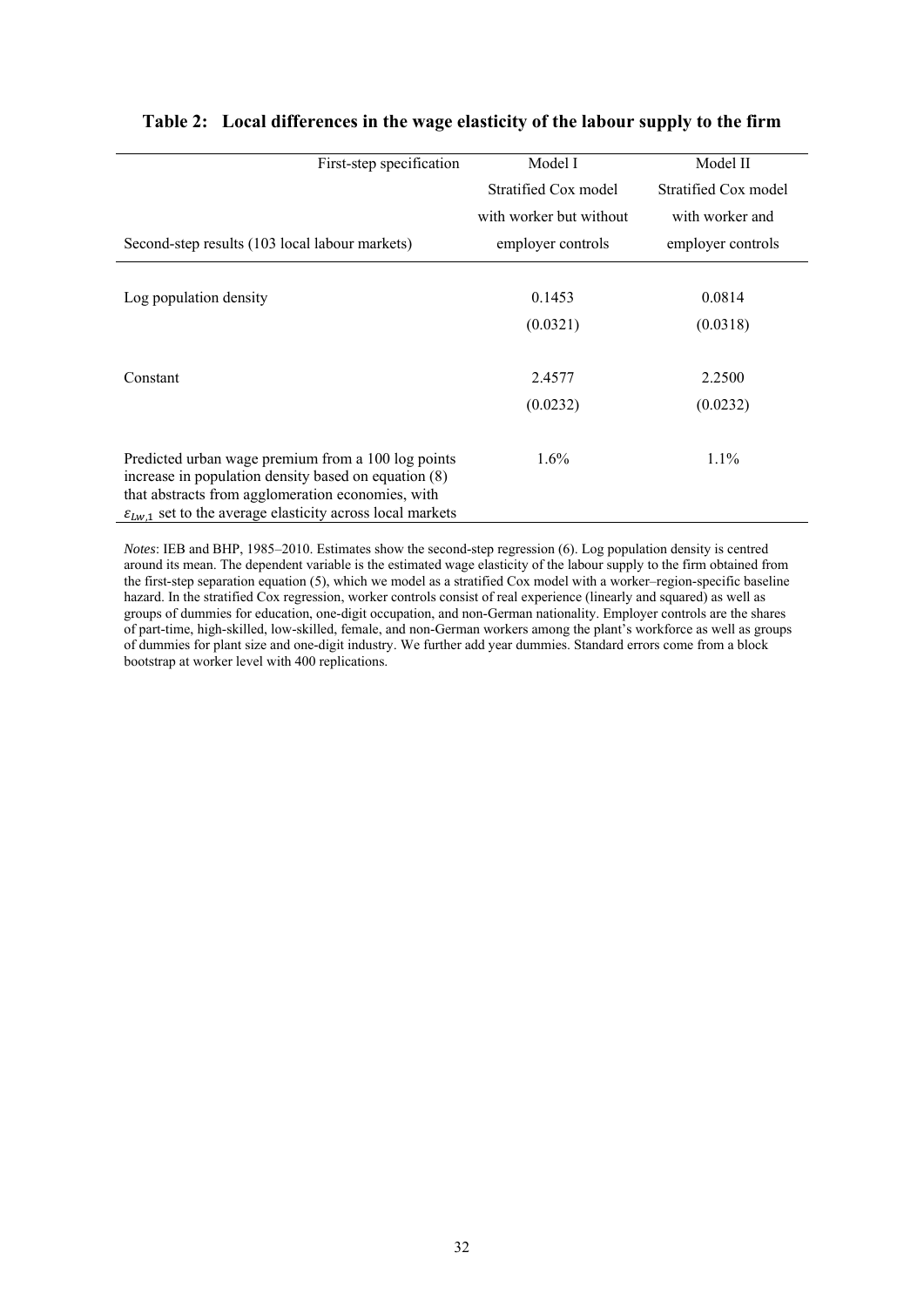**Table 2: Local differences in the wage elasticity of the labour supply to the firm**

| First-step specification | Model I | Model II |
|---|---|---|
| | Stratified Cox model | Stratified Cox model |
| | with worker but without | with worker and |
| Second-step results (103 local labour markets) | employer controls | employer controls |
| Log population density | 0.1453 | 0.0814 |
| | (0.0321) | (0.0318) |
| Constant | 2.4577 | 2.2500 |
| | (0.0232) | (0.0232) |
| Predicted urban wage premium from a 100 log points increase in population density based on equation (8) that abstracts from agglomeration economies, with $\varepsilon_{Lw,1}$ set to the average elasticity across local markets | 1.6% | 1.1% |

*Notes*: IEB and BHP, 1985–2010. Estimates show the second-step regression (6). Log population density is centred around its mean. The dependent variable is the estimated wage elasticity of the labour supply to the firm obtained from the first-step separation equation (5), which we model as a stratified Cox model with a worker–region-specific baseline hazard. In the stratified Cox regression, worker controls consist of real experience (linearly and squared) as well as groups of dummies for education, one-digit occupation, and non-German nationality. Employer controls are the shares of part-time, high-skilled, low-skilled, female, and non-German workers among the plant's workforce as well as groups of dummies for plant size and one-digit industry. We further add year dummies. Standard errors come from a block bootstrap at worker level with 400 replications.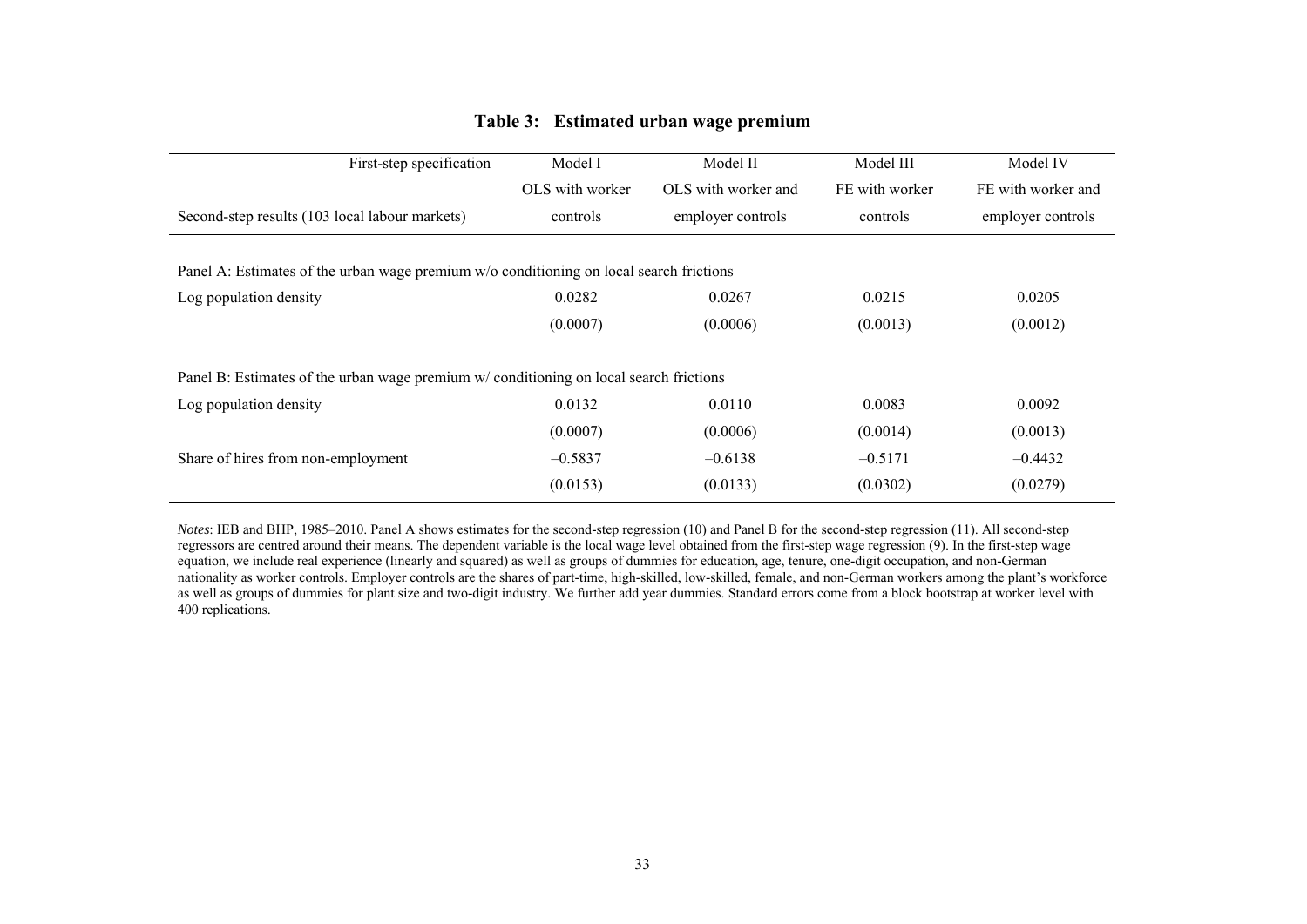**Table 3: Estimated urban wage premium**

| First-step specification<br>Second-step results (103 local labour markets) | Model I<br>OLS with worker controls | Model II<br>OLS with worker and employer controls | Model III<br>FE with worker controls | Model IV<br>FE with worker and employer controls |
|---|---|---|---|---|
| *Panel A: Estimates of the urban wage premium w/o conditioning on local search frictions* | | | | |
| Log population density | 0.0282 | 0.0267 | 0.0215 | 0.0205 |
| | (0.0007) | (0.0006) | (0.0013) | (0.0012) |
| *Panel B: Estimates of the urban wage premium w/ conditioning on local search frictions* | | | | |
| Log population density | 0.0132 | 0.0110 | 0.0083 | 0.0092 |
| | (0.0007) | (0.0006) | (0.0014) | (0.0013) |
| Share of hires from non-employment | –0.5837 | –0.6138 | –0.5171 | –0.4432 |
| | (0.0153) | (0.0133) | (0.0302) | (0.0279) |

*Notes*: IEB and BHP, 1985–2010. Panel A shows estimates for the second-step regression (10) and Panel B for the second-step regression (11). All second-step regressors are centred around their means. The dependent variable is the local wage level obtained from the first-step wage regression (9). In the first-step wage equation, we include real experience (linearly and squared) as well as groups of dummies for education, age, tenure, one-digit occupation, and non-German nationality as worker controls. Employer controls are the shares of part-time, high-skilled, low-skilled, female, and non-German workers among the plant's workforce as well as groups of dummies for plant size and two-digit industry. We further add year dummies. Standard errors come from a block bootstrap at worker level with 400 replications.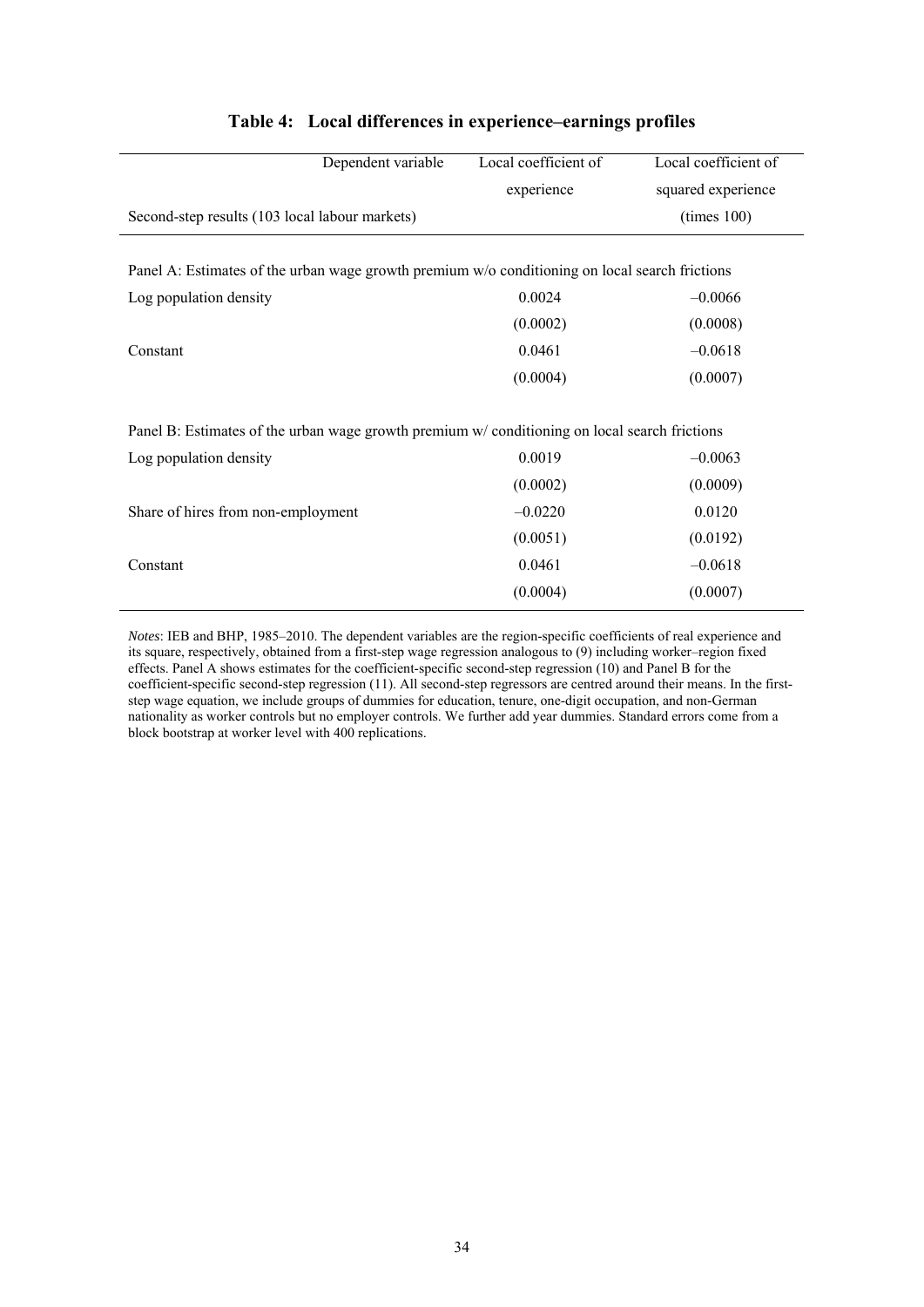**Table 4: Local differences in experience–earnings profiles**

| Dependent variable | Local coefficient of experience | Local coefficient of squared experience (times 100) |
|---|---|---|
| Second-step results (103 local labour markets) | | |
| Panel A: Estimates of the urban wage growth premium w/o conditioning on local search frictions | | |
| Log population density | 0.0024 | –0.0066 |
| | (0.0002) | (0.0008) |
| Constant | 0.0461 | –0.0618 |
| | (0.0004) | (0.0007) |
| Panel B: Estimates of the urban wage growth premium w/ conditioning on local search frictions | | |
| Log population density | 0.0019 | –0.0063 |
| | (0.0002) | (0.0009) |
| Share of hires from non-employment | –0.0220 | 0.0120 |
| | (0.0051) | (0.0192) |
| Constant | 0.0461 | –0.0618 |
| | (0.0004) | (0.0007) |

*Notes*: IEB and BHP, 1985–2010. The dependent variables are the region-specific coefficients of real experience and its square, respectively, obtained from a first-step wage regression analogous to (9) including worker–region fixed effects. Panel A shows estimates for the coefficient-specific second-step regression (10) and Panel B for the coefficient-specific second-step regression (11). All second-step regressors are centred around their means. In the first-step wage equation, we include groups of dummies for education, tenure, one-digit occupation, and non-German nationality as worker controls but no employer controls. We further add year dummies. Standard errors come from a block bootstrap at worker level with 400 replications.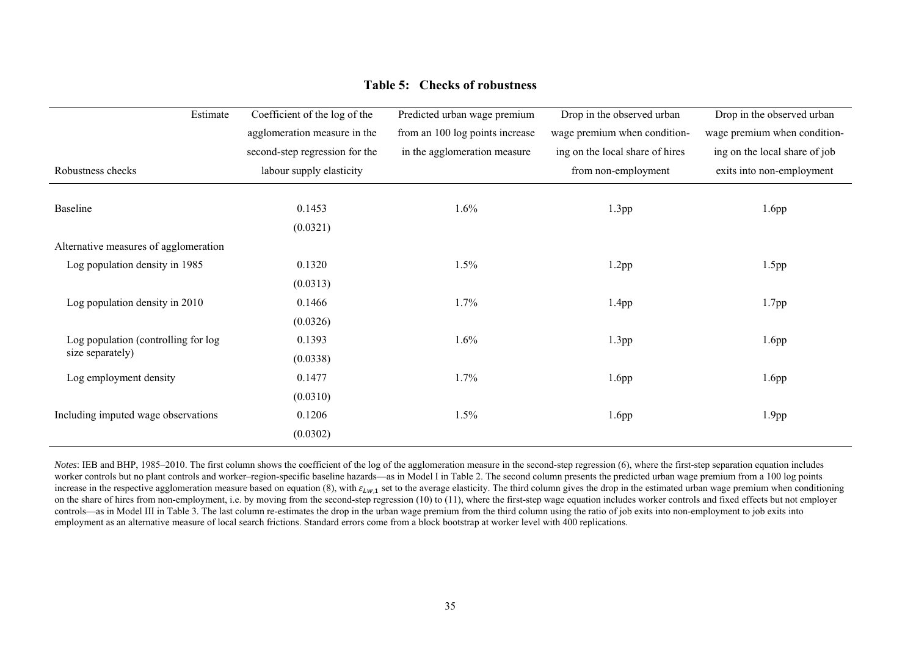**Table 5: Checks of robustness**

| Robustness checks | Coefficient of the log of the agglomeration measure in the second-step regression for the labour supply elasticity | Predicted urban wage premium from an 100 log points increase in the agglomeration measure | Drop in the observed urban wage premium when conditioning on the local share of hires from non-employment | Drop in the observed urban wage premium when conditioning on the local share of job exits into non-employment |
|---|---|---|---|---|
| Baseline | 0.1453 | 1.6% | 1.3pp | 1.6pp |
| | (0.0321) | | | |
| Alternative measures of agglomeration | | | | |
| Log population density in 1985 | 0.1320 | 1.5% | 1.2pp | 1.5pp |
| | (0.0313) | | | |
| Log population density in 2010 | 0.1466 | 1.7% | 1.4pp | 1.7pp |
| | (0.0326) | | | |
| Log population (controlling for log size separately) | 0.1393 | 1.6% | 1.3pp | 1.6pp |
| | (0.0338) | | | |
| Log employment density | 0.1477 | 1.7% | 1.6pp | 1.6pp |
| | (0.0310) | | | |
| Including imputed wage observations | 0.1206 | 1.5% | 1.6pp | 1.9pp |
| | (0.0302) | | | |

*Notes*: IEB and BHP, 1985–2010. The first column shows the coefficient of the log of the agglomeration measure in the second-step regression (6), where the first-step separation equation includes worker controls but no plant controls and worker–region-specific baseline hazards—as in Model I in Table 2. The second column presents the predicted urban wage premium from a 100 log points increase in the respective agglomeration measure based on equation (8), with $\varepsilon_{Lw,1}$ set to the average elasticity. The third column gives the drop in the estimated urban wage premium when conditioning on the share of hires from non-employment, i.e. by moving from the second-step regression (10) to (11), where the first-step wage equation includes worker controls and fixed effects but not employer controls—as in Model III in Table 3. The last column re-estimates the drop in the urban wage premium from the third column using the ratio of job exits into non-employment to job exits into employment as an alternative measure of local search frictions. Standard errors come from a block bootstrap at worker level with 400 replications.